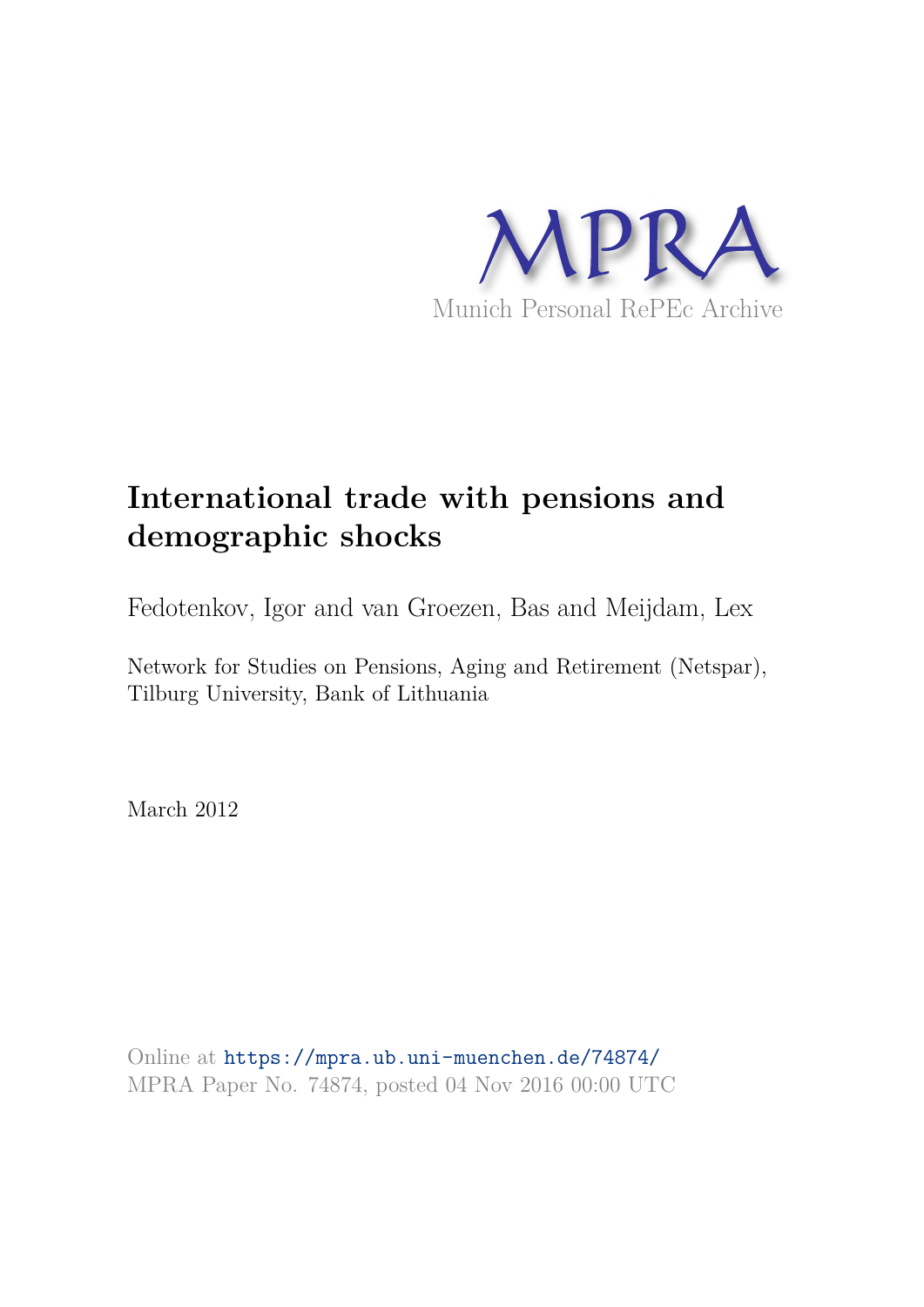MPRA

Munich Personal RePEc Archive

# International trade with pensions and demographic shocks

Fedotenkov, Igor and van Groezen, Bas and Meijdam, Lex

Network for Studies on Pensions, Aging and Retirement (Netspar), Tilburg University, Bank of Lithuania

March 2012

Online at https://mpra.ub.uni-muenchen.de/74874/
MPRA Paper No. 74874, posted 04 Nov 2016 00:00 UTC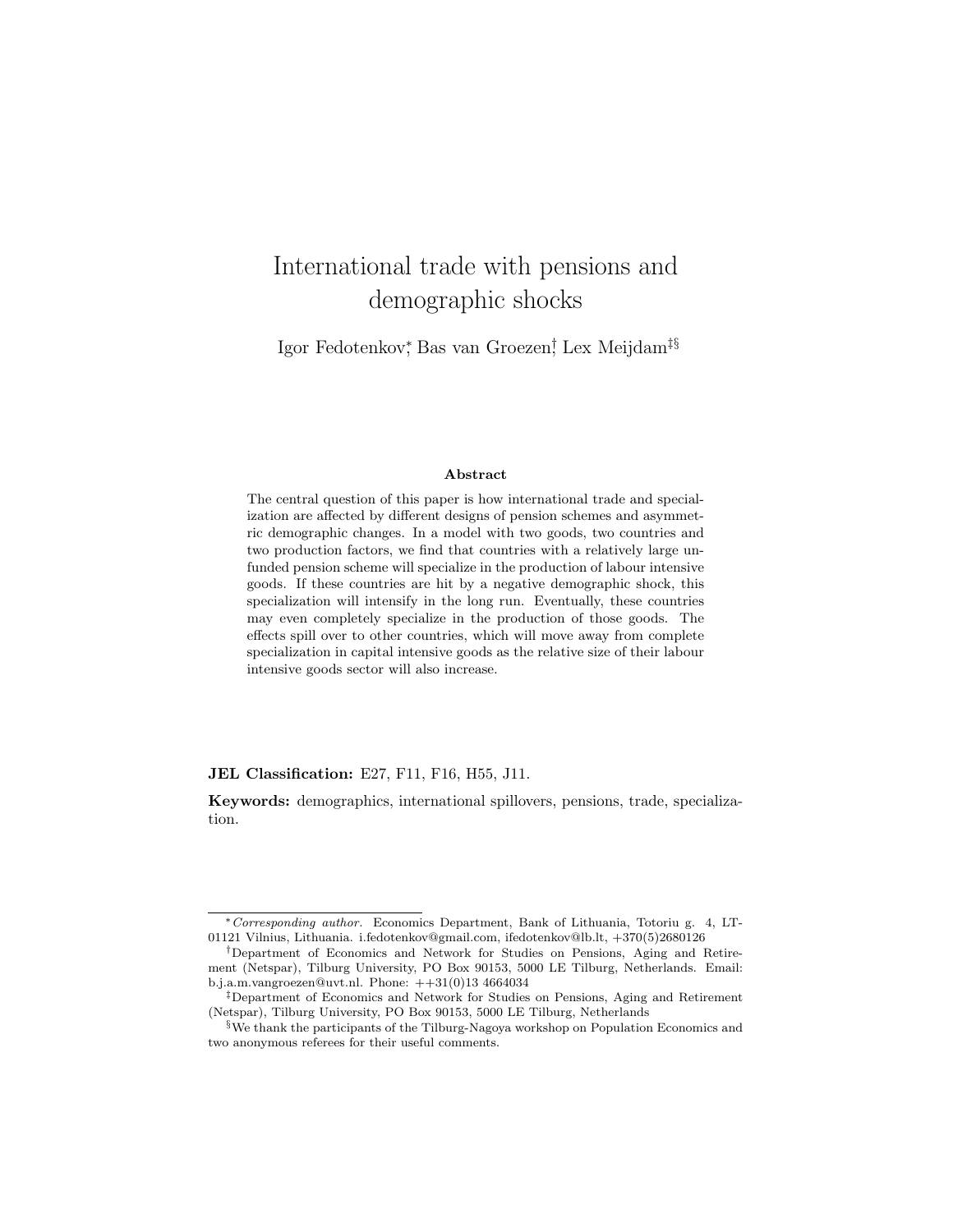# International trade with pensions and demographic shocks

Igor Fedotenkov[\*], Bas van Groezen[†], Lex Meijdam[‡§]

### Abstract

The central question of this paper is how international trade and specialization are affected by different designs of pension schemes and asymmetric demographic changes. In a model with two goods, two countries and two production factors, we find that countries with a relatively large unfunded pension scheme will specialize in the production of labour intensive goods. If these countries are hit by a negative demographic shock, this specialization will intensify in the long run. Eventually, these countries may even completely specialize in the production of those goods. The effects spill over to other countries, which will move away from complete specialization in capital intensive goods as the relative size of their labour intensive goods sector will also increase.

**JEL Classification:** E27, F11, F16, H55, J11.

**Keywords:** demographics, international spillovers, pensions, trade, specialization.

---

[\*] *Corresponding author.* Economics Department, Bank of Lithuania, Totoriu g. 4, LT-01121 Vilnius, Lithuania. i.fedotenkov@gmail.com, ifedotenkov@lb.lt, +370(5)2680126

[†] Department of Economics and Network for Studies on Pensions, Aging and Retirement (Netspar), Tilburg University, PO Box 90153, 5000 LE Tilburg, Netherlands. Email: b.j.a.m.vangroezen@uvt.nl. Phone: ++31(0)13 4664034

[‡] Department of Economics and Network for Studies on Pensions, Aging and Retirement (Netspar), Tilburg University, PO Box 90153, 5000 LE Tilburg, Netherlands

[§] We thank the participants of the Tilburg-Nagoya workshop on Population Economics and two anonymous referees for their useful comments.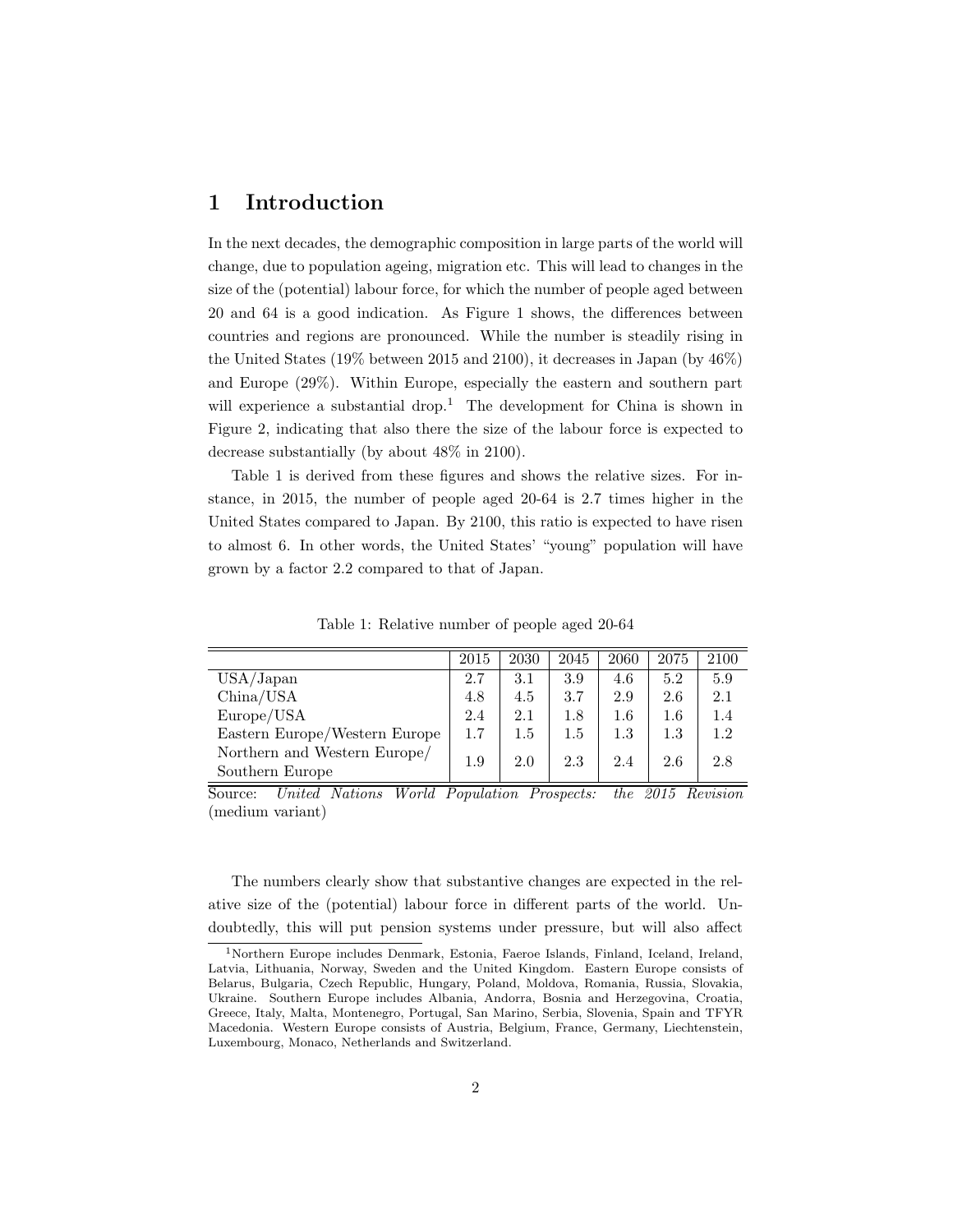# 1 Introduction

In the next decades, the demographic composition in large parts of the world will change, due to population ageing, migration etc. This will lead to changes in the size of the (potential) labour force, for which the number of people aged between 20 and 64 is a good indication. As Figure 1 shows, the differences between countries and regions are pronounced. While the number is steadily rising in the United States (19% between 2015 and 2100), it decreases in Japan (by 46%) and Europe (29%). Within Europe, especially the eastern and southern part will experience a substantial drop.[1] The development for China is shown in Figure 2, indicating that also there the size of the labour force is expected to decrease substantially (by about 48% in 2100).

Table 1 is derived from these figures and shows the relative sizes. For instance, in 2015, the number of people aged 20-64 is 2.7 times higher in the United States compared to Japan. By 2100, this ratio is expected to have risen to almost 6. In other words, the United States' "young" population will have grown by a factor 2.2 compared to that of Japan.

Table 1: Relative number of people aged 20-64

| | 2015 | 2030 | 2045 | 2060 | 2075 | 2100 |
|---|---|---|---|---|---|---|
| USA/Japan | 2.7 | 3.1 | 3.9 | 4.6 | 5.2 | 5.9 |
| China/USA | 4.8 | 4.5 | 3.7 | 2.9 | 2.6 | 2.1 |
| Europe/USA | 2.4 | 2.1 | 1.8 | 1.6 | 1.6 | 1.4 |
| Eastern Europe/Western Europe | 1.7 | 1.5 | 1.5 | 1.3 | 1.3 | 1.2 |
| Northern and Western Europe/ Southern Europe | 1.9 | 2.0 | 2.3 | 2.4 | 2.6 | 2.8 |

Source: *United Nations World Population Prospects: the 2015 Revision* (medium variant)

The numbers clearly show that substantive changes are expected in the relative size of the (potential) labour force in different parts of the world. Undoubtedly, this will put pension systems under pressure, but will also affect

[1] Northern Europe includes Denmark, Estonia, Faeroe Islands, Finland, Iceland, Ireland, Latvia, Lithuania, Norway, Sweden and the United Kingdom. Eastern Europe consists of Belarus, Bulgaria, Czech Republic, Hungary, Poland, Moldova, Romania, Russia, Slovakia, Ukraine. Southern Europe includes Albania, Andorra, Bosnia and Herzegovina, Croatia, Greece, Italy, Malta, Montenegro, Portugal, San Marino, Serbia, Slovenia, Spain and TFYR Macedonia. Western Europe consists of Austria, Belgium, France, Germany, Liechtenstein, Luxembourg, Monaco, Netherlands and Switzerland.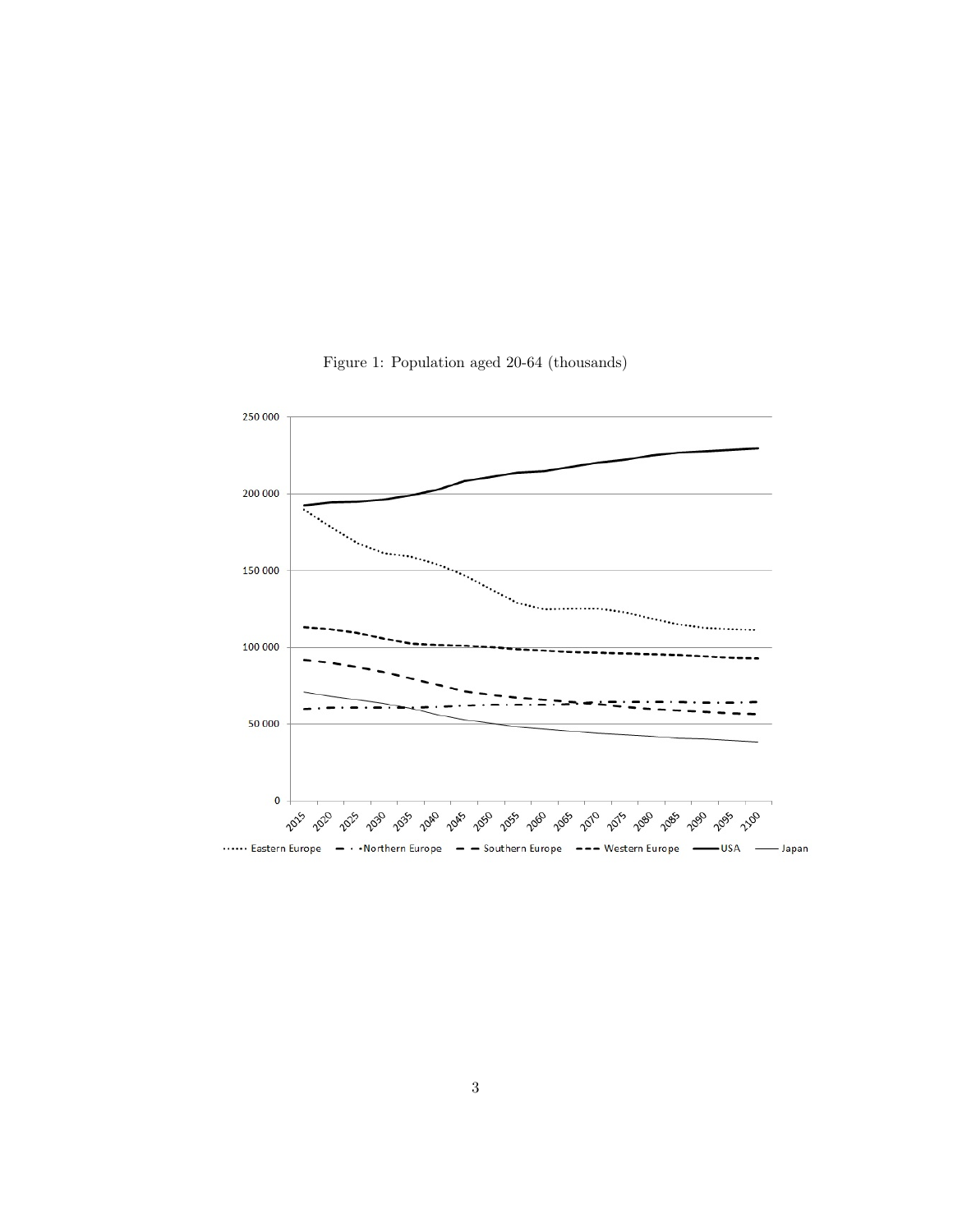Figure 1: Population aged 20-64 (thousands)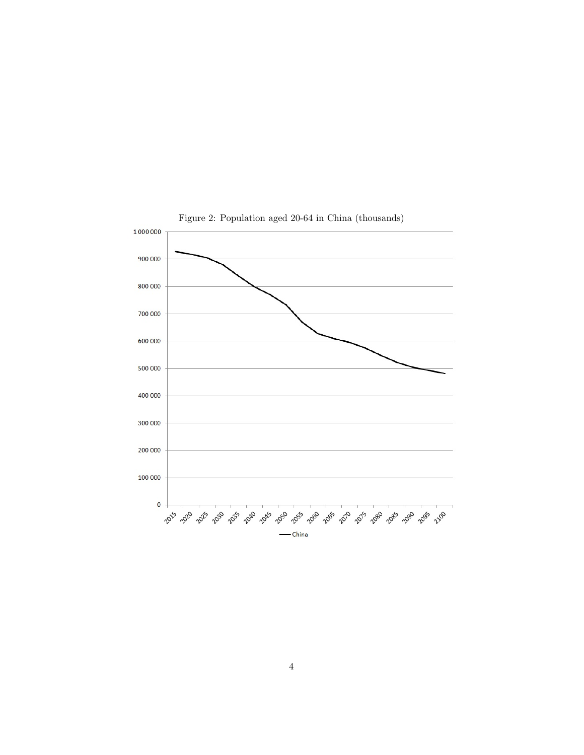Figure 2: Population aged 20-64 in China (thousands)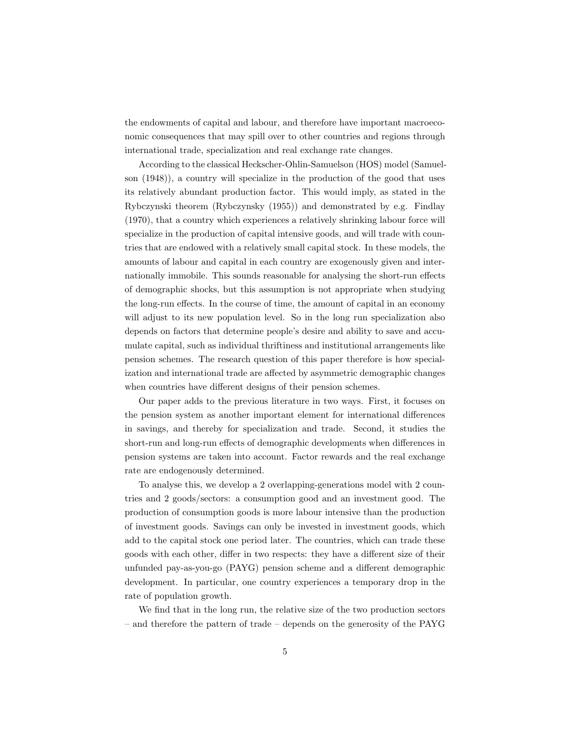the endowments of capital and labour, and therefore have important macroeconomic consequences that may spill over to other countries and regions through international trade, specialization and real exchange rate changes.

According to the classical Heckscher-Ohlin-Samuelson (HOS) model (Samuelson (1948)), a country will specialize in the production of the good that uses its relatively abundant production factor. This would imply, as stated in the Rybczynski theorem (Rybczynsky (1955)) and demonstrated by e.g. Findlay (1970), that a country which experiences a relatively shrinking labour force will specialize in the production of capital intensive goods, and will trade with countries that are endowed with a relatively small capital stock. In these models, the amounts of labour and capital in each country are exogenously given and internationally immobile. This sounds reasonable for analysing the short-run effects of demographic shocks, but this assumption is not appropriate when studying the long-run effects. In the course of time, the amount of capital in an economy will adjust to its new population level. So in the long run specialization also depends on factors that determine people's desire and ability to save and accumulate capital, such as individual thriftiness and institutional arrangements like pension schemes. The research question of this paper therefore is how specialization and international trade are affected by asymmetric demographic changes when countries have different designs of their pension schemes.

Our paper adds to the previous literature in two ways. First, it focuses on the pension system as another important element for international differences in savings, and thereby for specialization and trade. Second, it studies the short-run and long-run effects of demographic developments when differences in pension systems are taken into account. Factor rewards and the real exchange rate are endogenously determined.

To analyse this, we develop a 2 overlapping-generations model with 2 countries and 2 goods/sectors: a consumption good and an investment good. The production of consumption goods is more labour intensive than the production of investment goods. Savings can only be invested in investment goods, which add to the capital stock one period later. The countries, which can trade these goods with each other, differ in two respects: they have a different size of their unfunded pay-as-you-go (PAYG) pension scheme and a different demographic development. In particular, one country experiences a temporary drop in the rate of population growth.

We find that in the long run, the relative size of the two production sectors – and therefore the pattern of trade – depends on the generosity of the PAYG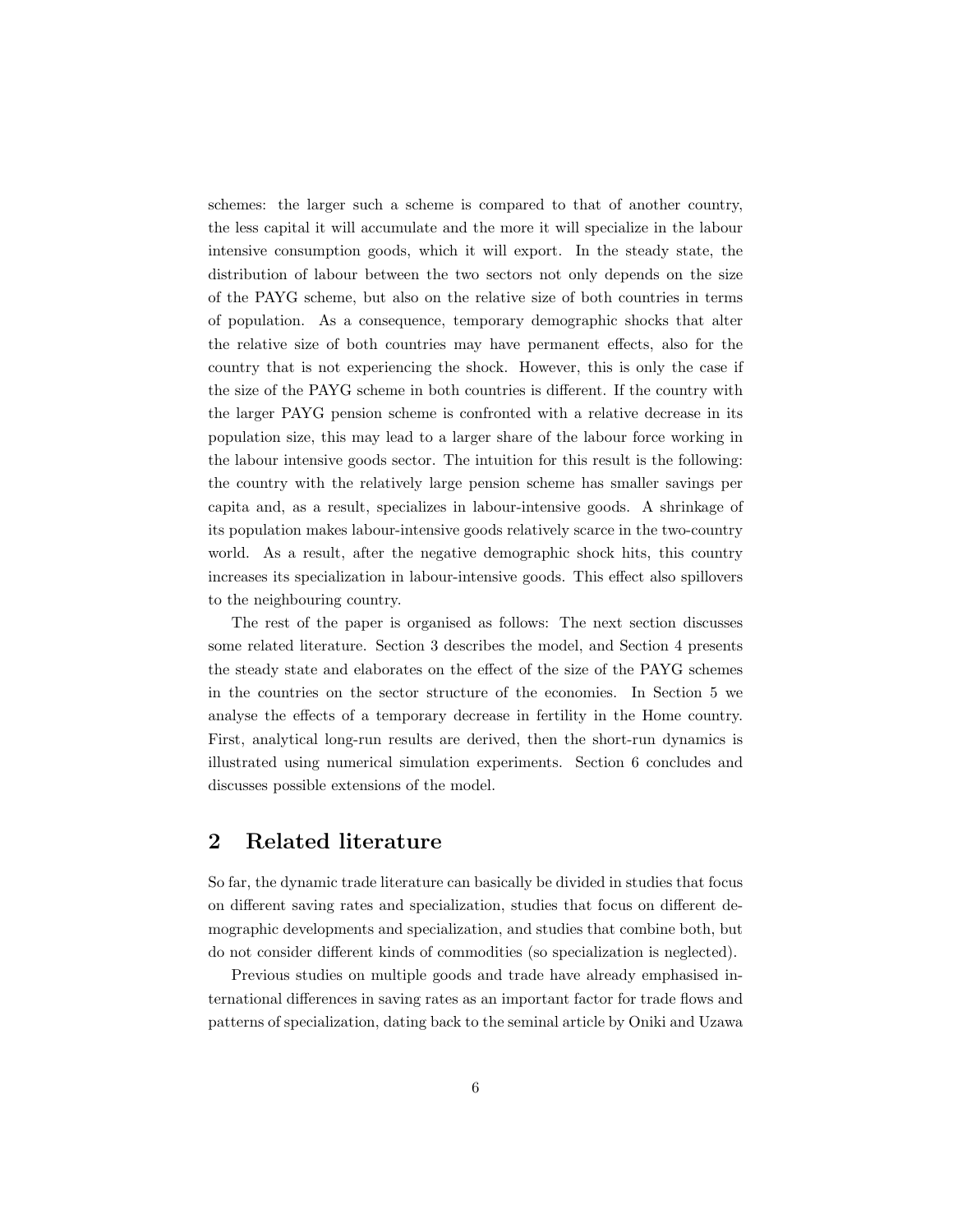schemes: the larger such a scheme is compared to that of another country, the less capital it will accumulate and the more it will specialize in the labour intensive consumption goods, which it will export. In the steady state, the distribution of labour between the two sectors not only depends on the size of the PAYG scheme, but also on the relative size of both countries in terms of population. As a consequence, temporary demographic shocks that alter the relative size of both countries may have permanent effects, also for the country that is not experiencing the shock. However, this is only the case if the size of the PAYG scheme in both countries is different. If the country with the larger PAYG pension scheme is confronted with a relative decrease in its population size, this may lead to a larger share of the labour force working in the labour intensive goods sector. The intuition for this result is the following: the country with the relatively large pension scheme has smaller savings per capita and, as a result, specializes in labour-intensive goods. A shrinkage of its population makes labour-intensive goods relatively scarce in the two-country world. As a result, after the negative demographic shock hits, this country increases its specialization in labour-intensive goods. This effect also spillovers to the neighbouring country.

The rest of the paper is organised as follows: The next section discusses some related literature. Section 3 describes the model, and Section 4 presents the steady state and elaborates on the effect of the size of the PAYG schemes in the countries on the sector structure of the economies. In Section 5 we analyse the effects of a temporary decrease in fertility in the Home country. First, analytical long-run results are derived, then the short-run dynamics is illustrated using numerical simulation experiments. Section 6 concludes and discusses possible extensions of the model.

## 2 Related literature

So far, the dynamic trade literature can basically be divided in studies that focus on different saving rates and specialization, studies that focus on different demographic developments and specialization, and studies that combine both, but do not consider different kinds of commodities (so specialization is neglected).

Previous studies on multiple goods and trade have already emphasised international differences in saving rates as an important factor for trade flows and patterns of specialization, dating back to the seminal article by Oniki and Uzawa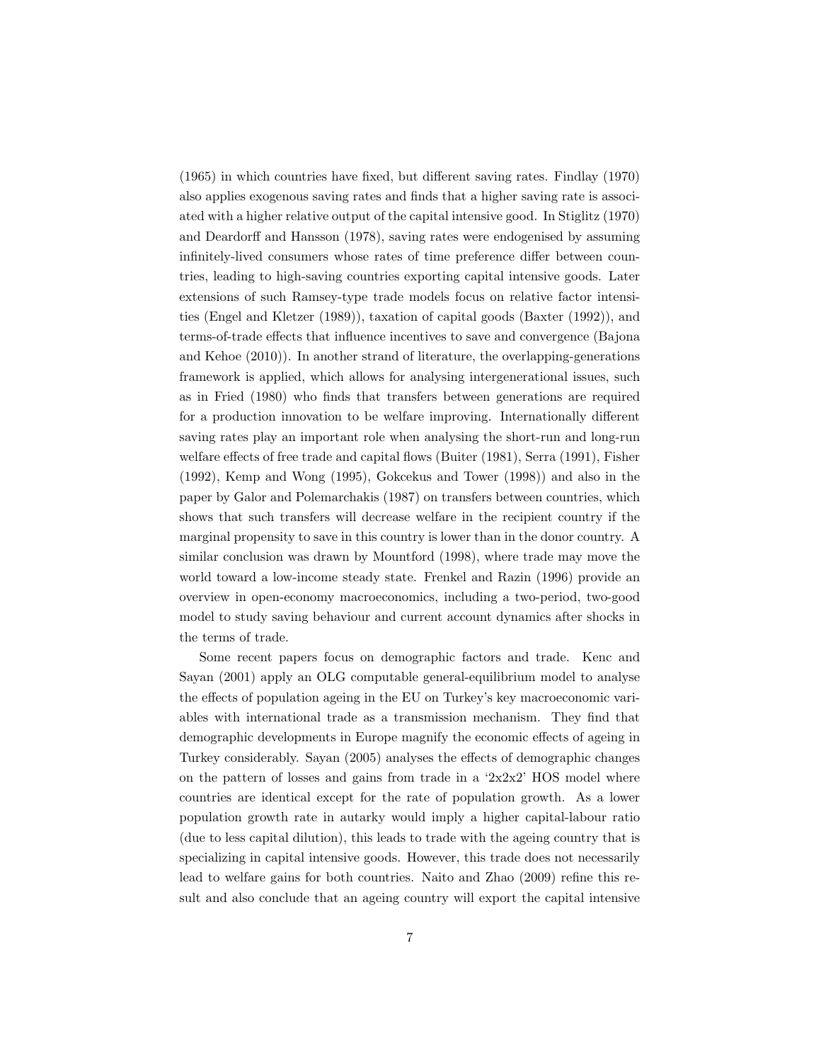(1965) in which countries have fixed, but different saving rates. Findlay (1970) also applies exogenous saving rates and finds that a higher saving rate is associated with a higher relative output of the capital intensive good. In Stiglitz (1970) and Deardorff and Hansson (1978), saving rates were endogenised by assuming infinitely-lived consumers whose rates of time preference differ between countries, leading to high-saving countries exporting capital intensive goods. Later extensions of such Ramsey-type trade models focus on relative factor intensities (Engel and Kletzer (1989)), taxation of capital goods (Baxter (1992)), and terms-of-trade effects that influence incentives to save and convergence (Bajona and Kehoe (2010)). In another strand of literature, the overlapping-generations framework is applied, which allows for analysing intergenerational issues, such as in Fried (1980) who finds that transfers between generations are required for a production innovation to be welfare improving. Internationally different saving rates play an important role when analysing the short-run and long-run welfare effects of free trade and capital flows (Buiter (1981), Serra (1991), Fisher (1992), Kemp and Wong (1995), Gokcekus and Tower (1998)) and also in the paper by Galor and Polemarchakis (1987) on transfers between countries, which shows that such transfers will decrease welfare in the recipient country if the marginal propensity to save in this country is lower than in the donor country. A similar conclusion was drawn by Mountford (1998), where trade may move the world toward a low-income steady state. Frenkel and Razin (1996) provide an overview in open-economy macroeconomics, including a two-period, two-good model to study saving behaviour and current account dynamics after shocks in the terms of trade.

Some recent papers focus on demographic factors and trade. Kenc and Sayan (2001) apply an OLG computable general-equilibrium model to analyse the effects of population ageing in the EU on Turkey's key macroeconomic variables with international trade as a transmission mechanism. They find that demographic developments in Europe magnify the economic effects of ageing in Turkey considerably. Sayan (2005) analyses the effects of demographic changes on the pattern of losses and gains from trade in a '2x2x2' HOS model where countries are identical except for the rate of population growth. As a lower population growth rate in autarky would imply a higher capital-labour ratio (due to less capital dilution), this leads to trade with the ageing country that is specializing in capital intensive goods. However, this trade does not necessarily lead to welfare gains for both countries. Naito and Zhao (2009) refine this result and also conclude that an ageing country will export the capital intensive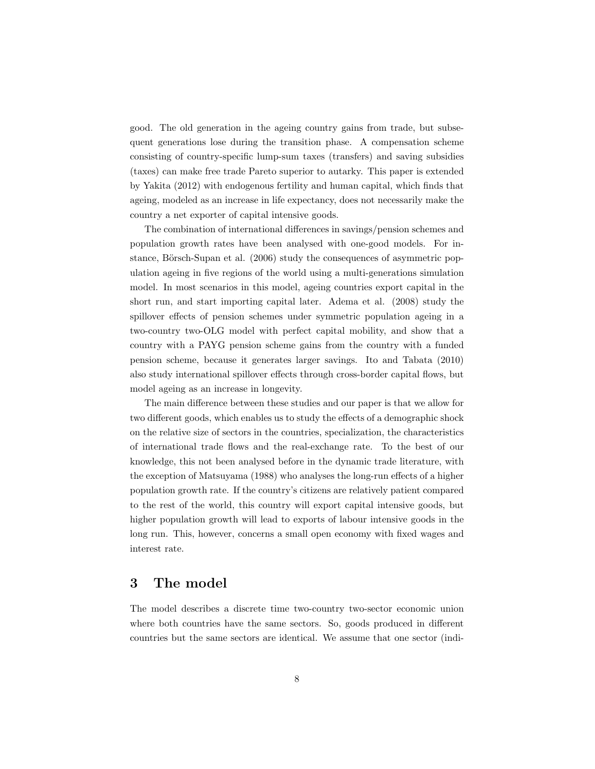good. The old generation in the ageing country gains from trade, but subsequent generations lose during the transition phase. A compensation scheme consisting of country-specific lump-sum taxes (transfers) and saving subsidies (taxes) can make free trade Pareto superior to autarky. This paper is extended by Yakita (2012) with endogenous fertility and human capital, which finds that ageing, modeled as an increase in life expectancy, does not necessarily make the country a net exporter of capital intensive goods.

The combination of international differences in savings/pension schemes and population growth rates have been analysed with one-good models. For instance, Börsch-Supan et al. (2006) study the consequences of asymmetric population ageing in five regions of the world using a multi-generations simulation model. In most scenarios in this model, ageing countries export capital in the short run, and start importing capital later. Adema et al. (2008) study the spillover effects of pension schemes under symmetric population ageing in a two-country two-OLG model with perfect capital mobility, and show that a country with a PAYG pension scheme gains from the country with a funded pension scheme, because it generates larger savings. Ito and Tabata (2010) also study international spillover effects through cross-border capital flows, but model ageing as an increase in longevity.

The main difference between these studies and our paper is that we allow for two different goods, which enables us to study the effects of a demographic shock on the relative size of sectors in the countries, specialization, the characteristics of international trade flows and the real-exchange rate. To the best of our knowledge, this not been analysed before in the dynamic trade literature, with the exception of Matsuyama (1988) who analyses the long-run effects of a higher population growth rate. If the country's citizens are relatively patient compared to the rest of the world, this country will export capital intensive goods, but higher population growth will lead to exports of labour intensive goods in the long run. This, however, concerns a small open economy with fixed wages and interest rate.

# 3 The model

The model describes a discrete time two-country two-sector economic union where both countries have the same sectors. So, goods produced in different countries but the same sectors are identical. We assume that one sector (indi-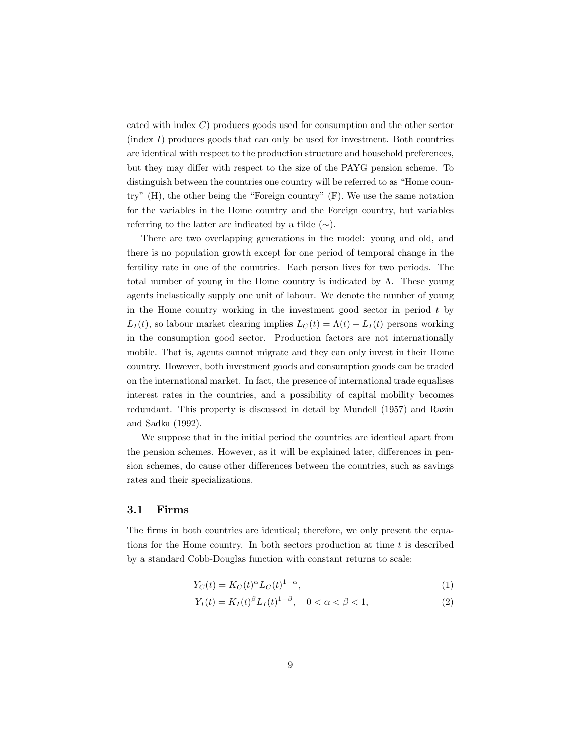cated with index $C$) produces goods used for consumption and the other sector (index $I$) produces goods that can only be used for investment. Both countries are identical with respect to the production structure and household preferences, but they may differ with respect to the size of the PAYG pension scheme. To distinguish between the countries one country will be referred to as "Home country" (H), the other being the "Foreign country" (F). We use the same notation for the variables in the Home country and the Foreign country, but variables referring to the latter are indicated by a tilde ($\sim$).

There are two overlapping generations in the model: young and old, and there is no population growth except for one period of temporal change in the fertility rate in one of the countries. Each person lives for two periods. The total number of young in the Home country is indicated by $\Lambda$. These young agents inelastically supply one unit of labour. We denote the number of young in the Home country working in the investment good sector in period $t$ by $L_I(t)$, so labour market clearing implies $L_C(t) = \Lambda(t) - L_I(t)$ persons working in the consumption good sector. Production factors are not internationally mobile. That is, agents cannot migrate and they can only invest in their Home country. However, both investment goods and consumption goods can be traded on the international market. In fact, the presence of international trade equalises interest rates in the countries, and a possibility of capital mobility becomes redundant. This property is discussed in detail by Mundell (1957) and Razin and Sadka (1992).

We suppose that in the initial period the countries are identical apart from the pension schemes. However, as it will be explained later, differences in pension schemes, do cause other differences between the countries, such as savings rates and their specializations.

### 3.1 Firms

The firms in both countries are identical; therefore, we only present the equations for the Home country. In both sectors production at time $t$ is described by a standard Cobb-Douglas function with constant returns to scale:

$$Y_C(t) = K_C(t)^{\alpha} L_C(t)^{1-\alpha}, \tag{1}$$

$$Y_I(t) = K_I(t)^{\beta} L_I(t)^{1-\beta}, \quad 0 < \alpha < \beta < 1, \tag{2}$$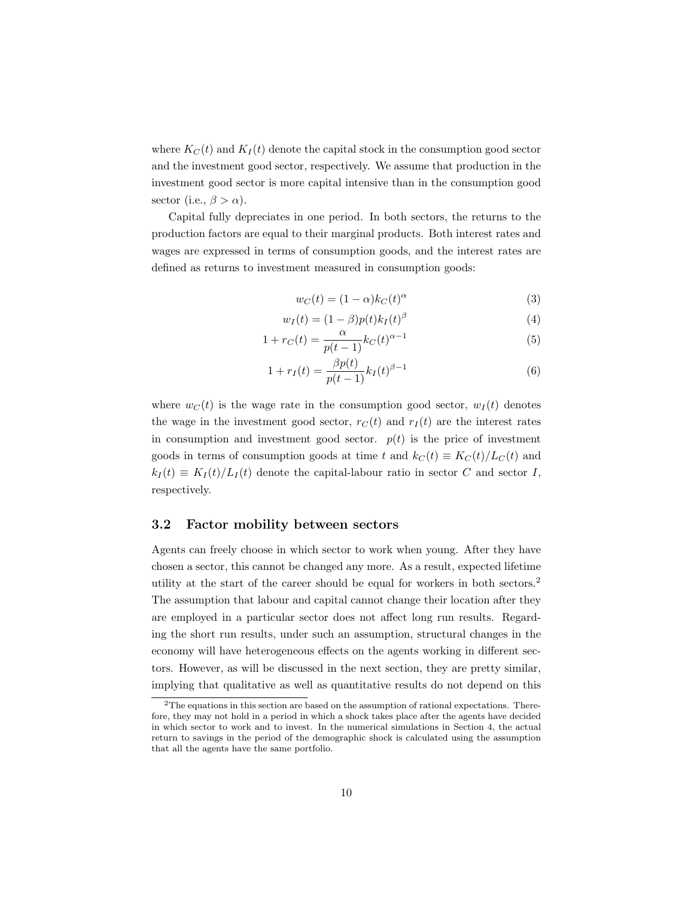where $K_C(t)$ and $K_I(t)$ denote the capital stock in the consumption good sector and the investment good sector, respectively. We assume that production in the investment good sector is more capital intensive than in the consumption good sector (i.e., $\beta > \alpha$).

Capital fully depreciates in one period. In both sectors, the returns to the production factors are equal to their marginal products. Both interest rates and wages are expressed in terms of consumption goods, and the interest rates are defined as returns to investment measured in consumption goods:

$$w_C(t) = (1-\alpha)k_C(t)^{\alpha} \tag{3}$$

$$w_I(t) = (1-\beta)p(t)k_I(t)^{\beta} \tag{4}$$

$$1 + r_C(t) = \frac{\alpha}{p(t-1)}k_C(t)^{\alpha-1} \tag{5}$$

$$1 + r_I(t) = \frac{\beta p(t)}{p(t-1)}k_I(t)^{\beta-1} \tag{6}$$

where $w_C(t)$ is the wage rate in the consumption good sector, $w_I(t)$ denotes the wage in the investment good sector, $r_C(t)$ and $r_I(t)$ are the interest rates in consumption and investment good sector. $p(t)$ is the price of investment goods in terms of consumption goods at time $t$ and $k_C(t) \equiv K_C(t)/L_C(t)$ and $k_I(t) \equiv K_I(t)/L_I(t)$ denote the capital-labour ratio in sector $C$ and sector $I$, respectively.

### 3.2 Factor mobility between sectors

Agents can freely choose in which sector to work when young. After they have chosen a sector, this cannot be changed any more. As a result, expected lifetime utility at the start of the career should be equal for workers in both sectors.[2] The assumption that labour and capital cannot change their location after they are employed in a particular sector does not affect long run results. Regarding the short run results, under such an assumption, structural changes in the economy will have heterogeneous effects on the agents working in different sectors. However, as will be discussed in the next section, they are pretty similar, implying that qualitative as well as quantitative results do not depend on this

[2] The equations in this section are based on the assumption of rational expectations. Therefore, they may not hold in a period in which a shock takes place after the agents have decided in which sector to work and to invest. In the numerical simulations in Section 4, the actual return to savings in the period of the demographic shock is calculated using the assumption that all the agents have the same portfolio.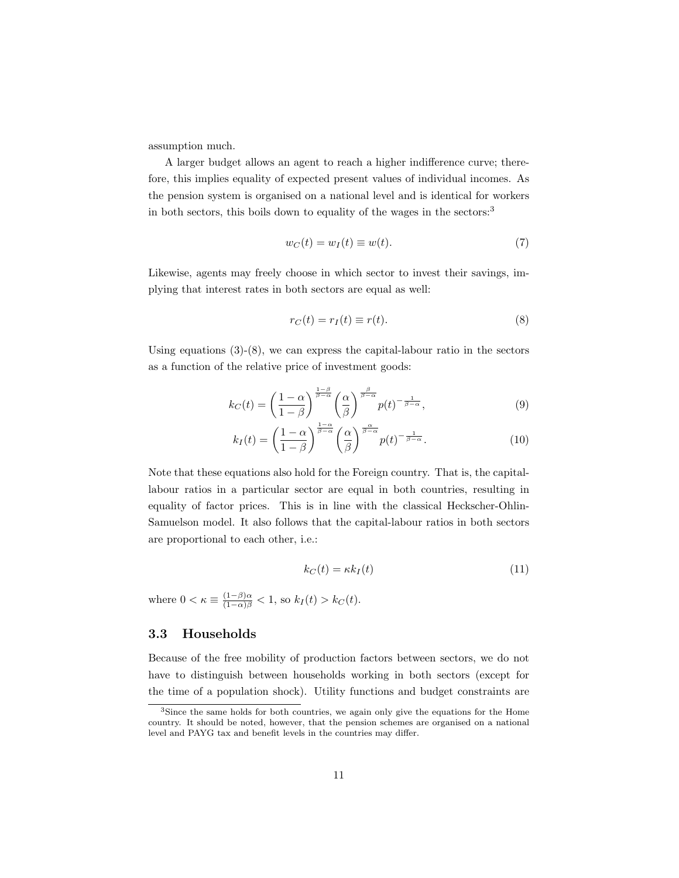assumption much.

A larger budget allows an agent to reach a higher indifference curve; therefore, this implies equality of expected present values of individual incomes. As the pension system is organised on a national level and is identical for workers in both sectors, this boils down to equality of the wages in the sectors:[3]

$$w_C(t) = w_I(t) \equiv w(t). \tag{7}$$

Likewise, agents may freely choose in which sector to invest their savings, implying that interest rates in both sectors are equal as well:

$$r_C(t) = r_I(t) \equiv r(t). \tag{8}$$

Using equations (3)-(8), we can express the capital-labour ratio in the sectors as a function of the relative price of investment goods:

$$k_C(t) = \left(\frac{1-\alpha}{1-\beta}\right)^{\frac{1-\beta}{\beta-\alpha}} \left(\frac{\alpha}{\beta}\right)^{\frac{\beta}{\beta-\alpha}} p(t)^{-\frac{1}{\beta-\alpha}}, \tag{9}$$

$$k_I(t) = \left(\frac{1-\alpha}{1-\beta}\right)^{\frac{1-\alpha}{\beta-\alpha}} \left(\frac{\alpha}{\beta}\right)^{\frac{\alpha}{\beta-\alpha}} p(t)^{-\frac{1}{\beta-\alpha}}. \tag{10}$$

Note that these equations also hold for the Foreign country. That is, the capital-labour ratios in a particular sector are equal in both countries, resulting in equality of factor prices. This is in line with the classical Heckscher-Ohlin-Samuelson model. It also follows that the capital-labour ratios in both sectors are proportional to each other, i.e.:

$$k_C(t) = \kappa k_I(t) \tag{11}$$

where $0 < \kappa \equiv \frac{(1-\beta)\alpha}{(1-\alpha)\beta} < 1$, so $k_I(t) > k_C(t)$.

### 3.3 Households

Because of the free mobility of production factors between sectors, we do not have to distinguish between households working in both sectors (except for the time of a population shock). Utility functions and budget constraints are

[3]Since the same holds for both countries, we again only give the equations for the Home country. It should be noted, however, that the pension schemes are organised on a national level and PAYG tax and benefit levels in the countries may differ.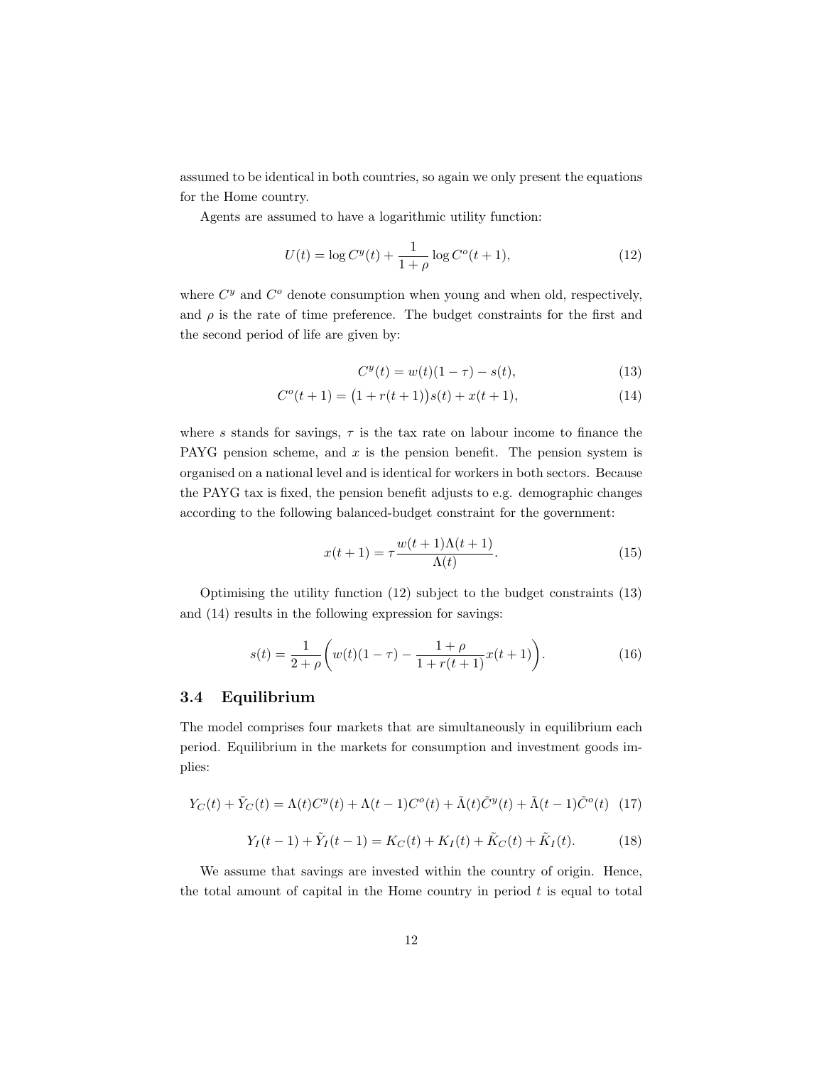assumed to be identical in both countries, so again we only present the equations for the Home country.

Agents are assumed to have a logarithmic utility function:

$$U(t) = \log C^y(t) + \frac{1}{1+\rho} \log C^o(t+1), \tag{12}$$

where $C^y$ and $C^o$ denote consumption when young and when old, respectively, and $\rho$ is the rate of time preference. The budget constraints for the first and the second period of life are given by:

$$C^y(t) = w(t)(1-\tau) - s(t), \tag{13}$$

$$C^o(t+1) = \big(1 + r(t+1)\big)s(t) + x(t+1), \tag{14}$$

where $s$ stands for savings, $\tau$ is the tax rate on labour income to finance the PAYG pension scheme, and $x$ is the pension benefit. The pension system is organised on a national level and is identical for workers in both sectors. Because the PAYG tax is fixed, the pension benefit adjusts to e.g. demographic changes according to the following balanced-budget constraint for the government:

$$x(t+1) = \tau \frac{w(t+1)\Lambda(t+1)}{\Lambda(t)}. \tag{15}$$

Optimising the utility function (12) subject to the budget constraints (13) and (14) results in the following expression for savings:

$$s(t) = \frac{1}{2+\rho}\left( w(t)(1-\tau) - \frac{1+\rho}{1+r(t+1)} x(t+1) \right). \tag{16}$$

### 3.4 Equilibrium

The model comprises four markets that are simultaneously in equilibrium each period. Equilibrium in the markets for consumption and investment goods implies:

$$Y_C(t) + \tilde{Y}_C(t) = \Lambda(t)C^y(t) + \Lambda(t-1)C^o(t) + \tilde{\Lambda}(t)\tilde{C}^y(t) + \tilde{\Lambda}(t-1)\tilde{C}^o(t) \tag{17}$$

$$Y_I(t-1) + \tilde{Y}_I(t-1) = K_C(t) + K_I(t) + \tilde{K}_C(t) + \tilde{K}_I(t). \tag{18}$$

We assume that savings are invested within the country of origin. Hence, the total amount of capital in the Home country in period $t$ is equal to total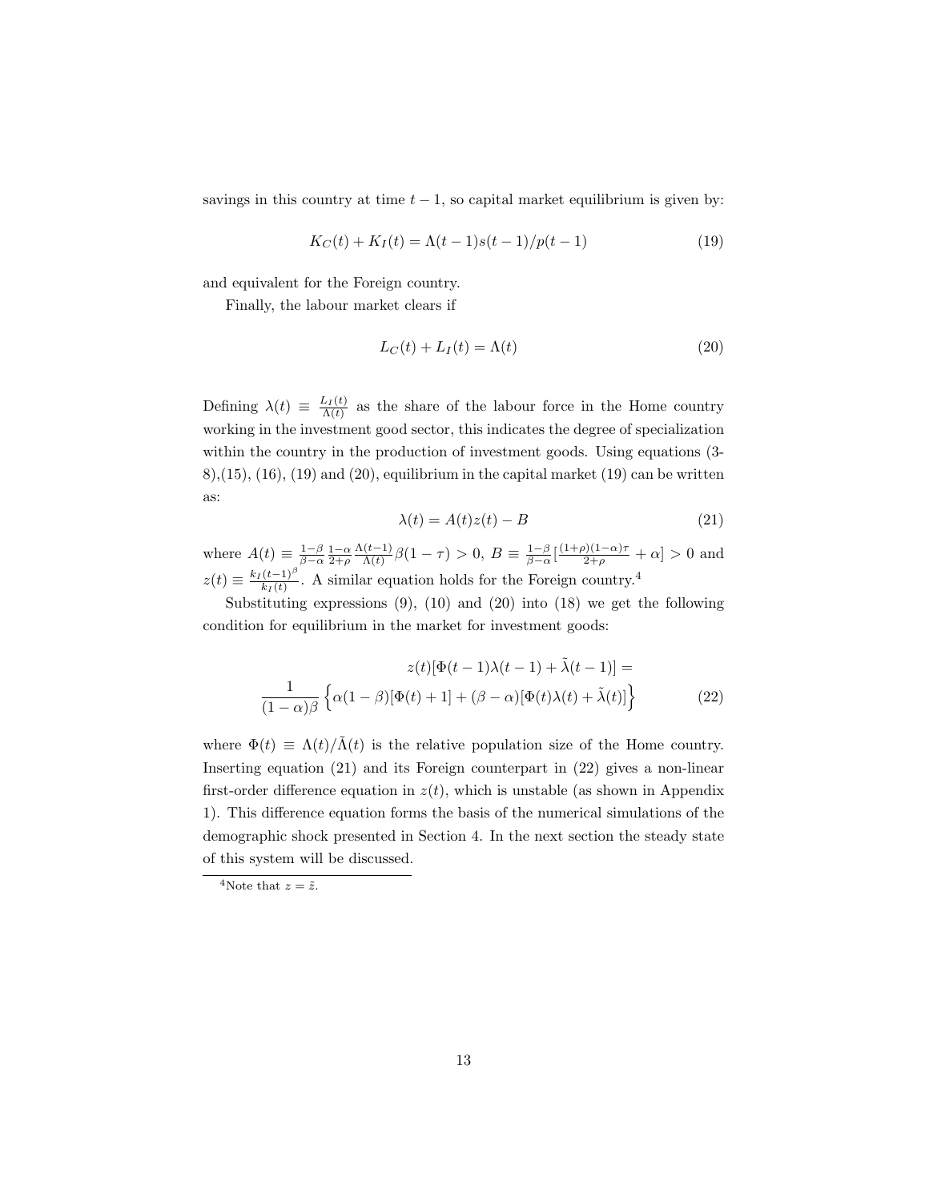savings in this country at time $t-1$, so capital market equilibrium is given by:

$$K_C(t) + K_I(t) = \Lambda(t-1)s(t-1)/p(t-1) \tag{19}$$

and equivalent for the Foreign country.

Finally, the labour market clears if

$$L_C(t) + L_I(t) = \Lambda(t) \tag{20}$$

Defining $\lambda(t) \equiv \frac{L_I(t)}{\Lambda(t)}$ as the share of the labour force in the Home country working in the investment good sector, this indicates the degree of specialization within the country in the production of investment goods. Using equations (3-8),(15), (16), (19) and (20), equilibrium in the capital market (19) can be written as:

$$\lambda(t) = A(t)z(t) - B \tag{21}$$

where $A(t) \equiv \frac{1-\beta}{\beta-\alpha}\frac{1-\alpha}{2+\rho}\frac{\Lambda(t-1)}{\Lambda(t)}\beta(1-\tau) > 0$, $B \equiv \frac{1-\beta}{\beta-\alpha}[\frac{(1+\rho)(1-\alpha)\tau}{2+\rho} + \alpha] > 0$ and $z(t) \equiv \frac{k_I(t-1)^\beta}{k_I(t)}$. A similar equation holds for the Foreign country.[4]

Substituting expressions (9), (10) and (20) into (18) we get the following condition for equilibrium in the market for investment goods:

$$z(t)[\Phi(t-1)\lambda(t-1) + \tilde{\lambda}(t-1)] = \frac{1}{(1-\alpha)\beta}\Big\{\alpha(1-\beta)[\Phi(t)+1] + (\beta-\alpha)[\Phi(t)\lambda(t) + \tilde{\lambda}(t)]\Big\} \tag{22}$$

where $\Phi(t) \equiv \Lambda(t)/\tilde{\Lambda}(t)$ is the relative population size of the Home country. Inserting equation (21) and its Foreign counterpart in (22) gives a non-linear first-order difference equation in $z(t)$, which is unstable (as shown in Appendix 1). This difference equation forms the basis of the numerical simulations of the demographic shock presented in Section 4. In the next section the steady state of this system will be discussed.

[4] Note that $z = \tilde{z}$.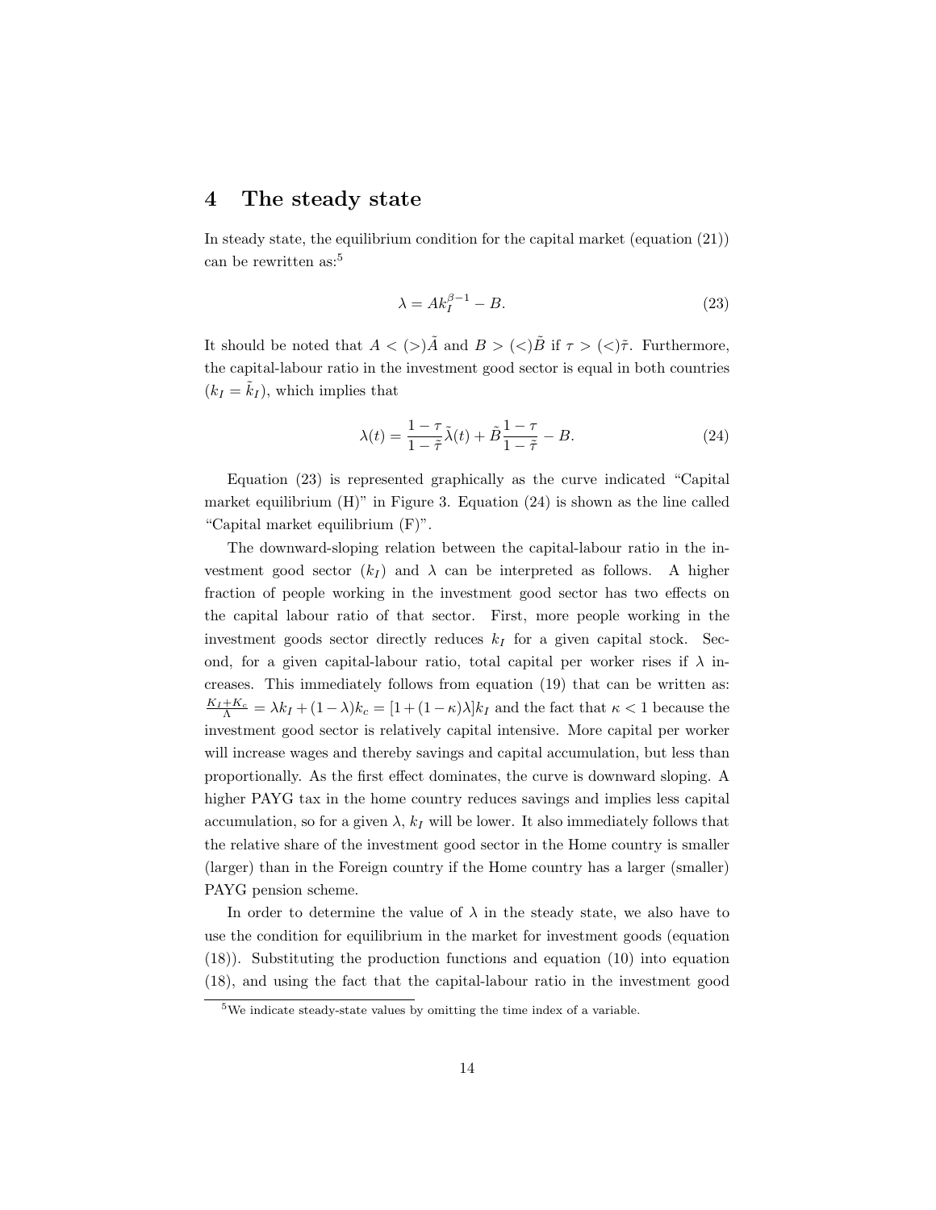# 4 The steady state

In steady state, the equilibrium condition for the capital market (equation (21)) can be rewritten as:[5]

$$\lambda = Ak_I^{\beta-1} - B. \tag{23}$$

It should be noted that $A < (>) \tilde{A}$ and $B > (<) \tilde{B}$ if $\tau > (<) \tilde{\tau}$. Furthermore, the capital-labour ratio in the investment good sector is equal in both countries ($k_I = \tilde{k}_I$), which implies that

$$\lambda(t) = \frac{1-\tau}{1-\tilde{\tau}}\tilde{\lambda}(t) + \tilde{B}\frac{1-\tau}{1-\tilde{\tau}} - B. \tag{24}$$

Equation (23) is represented graphically as the curve indicated "Capital market equilibrium (H)" in Figure 3. Equation (24) is shown as the line called "Capital market equilibrium (F)".

The downward-sloping relation between the capital-labour ratio in the investment good sector ($k_I$) and $\lambda$ can be interpreted as follows. A higher fraction of people working in the investment good sector has two effects on the capital labour ratio of that sector. First, more people working in the investment goods sector directly reduces $k_I$ for a given capital stock. Second, for a given capital-labour ratio, total capital per worker rises if $\lambda$ increases. This immediately follows from equation (19) that can be written as: $\frac{K_I+K_c}{\Lambda} = \lambda k_I + (1-\lambda)k_c = [1 + (1-\kappa)\lambda]k_I$ and the fact that $\kappa < 1$ because the investment good sector is relatively capital intensive. More capital per worker will increase wages and thereby savings and capital accumulation, but less than proportionally. As the first effect dominates, the curve is downward sloping. A higher PAYG tax in the home country reduces savings and implies less capital accumulation, so for a given $\lambda$, $k_I$ will be lower. It also immediately follows that the relative share of the investment good sector in the Home country is smaller (larger) than in the Foreign country if the Home country has a larger (smaller) PAYG pension scheme.

In order to determine the value of $\lambda$ in the steady state, we also have to use the condition for equilibrium in the market for investment goods (equation (18)). Substituting the production functions and equation (10) into equation (18), and using the fact that the capital-labour ratio in the investment good

[5] We indicate steady-state values by omitting the time index of a variable.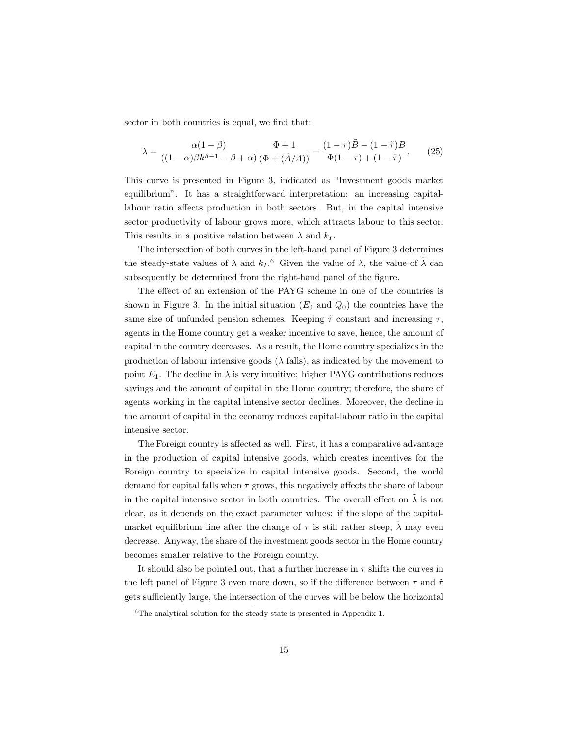sector in both countries is equal, we find that:

$$\lambda = \frac{\alpha(1-\beta)}{((1-\alpha)\beta k^{\beta-1} - \beta + \alpha)} \frac{\Phi + 1}{(\Phi + (\tilde{A}/A))} - \frac{(1-\tau)\tilde{B} - (1-\tilde{\tau})B}{\Phi(1-\tau) + (1-\tilde{\tau})}. \tag{25}$$

This curve is presented in Figure 3, indicated as "Investment goods market equilibrium". It has a straightforward interpretation: an increasing capital-labour ratio affects production in both sectors. But, in the capital intensive sector productivity of labour grows more, which attracts labour to this sector. This results in a positive relation between $\lambda$ and $k_I$.

The intersection of both curves in the left-hand panel of Figure 3 determines the steady-state values of $\lambda$ and $k_I$.[6] Given the value of $\lambda$, the value of $\tilde{\lambda}$ can subsequently be determined from the right-hand panel of the figure.

The effect of an extension of the PAYG scheme in one of the countries is shown in Figure 3. In the initial situation ($E_0$ and $Q_0$) the countries have the same size of unfunded pension schemes. Keeping $\tilde{\tau}$ constant and increasing $\tau$, agents in the Home country get a weaker incentive to save, hence, the amount of capital in the country decreases. As a result, the Home country specializes in the production of labour intensive goods ($\lambda$ falls), as indicated by the movement to point $E_1$. The decline in $\lambda$ is very intuitive: higher PAYG contributions reduces savings and the amount of capital in the Home country; therefore, the share of agents working in the capital intensive sector declines. Moreover, the decline in the amount of capital in the economy reduces capital-labour ratio in the capital intensive sector.

The Foreign country is affected as well. First, it has a comparative advantage in the production of capital intensive goods, which creates incentives for the Foreign country to specialize in capital intensive goods. Second, the world demand for capital falls when $\tau$ grows, this negatively affects the share of labour in the capital intensive sector in both countries. The overall effect on $\tilde{\lambda}$ is not clear, as it depends on the exact parameter values: if the slope of the capital-market equilibrium line after the change of $\tau$ is still rather steep, $\tilde{\lambda}$ may even decrease. Anyway, the share of the investment goods sector in the Home country becomes smaller relative to the Foreign country.

It should also be pointed out, that a further increase in $\tau$ shifts the curves in the left panel of Figure 3 even more down, so if the difference between $\tau$ and $\tilde{\tau}$ gets sufficiently large, the intersection of the curves will be below the horizontal

[6] The analytical solution for the steady state is presented in Appendix 1.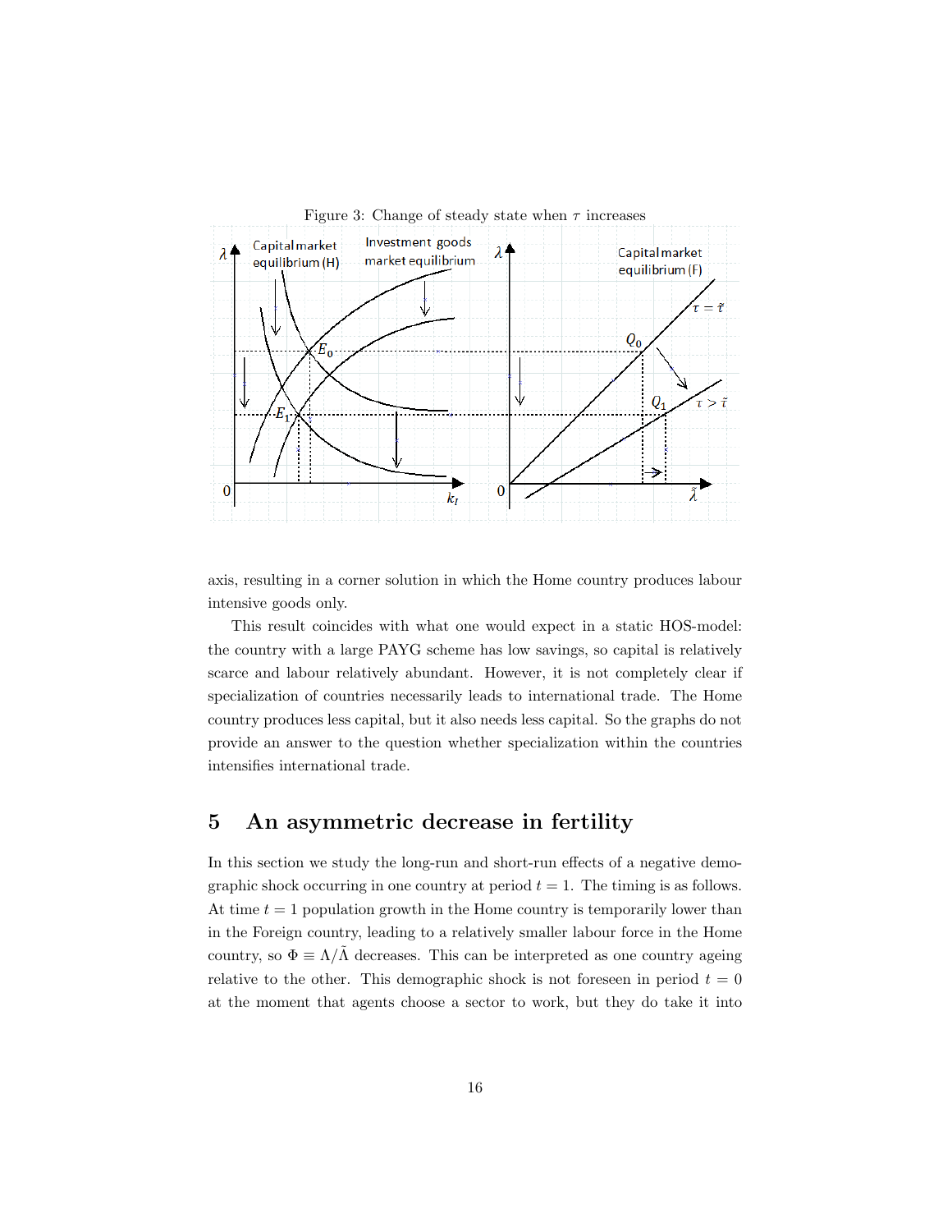Figure 3: Change of steady state when $\tau$ increases

axis, resulting in a corner solution in which the Home country produces labour intensive goods only.

This result coincides with what one would expect in a static HOS-model: the country with a large PAYG scheme has low savings, so capital is relatively scarce and labour relatively abundant. However, it is not completely clear if specialization of countries necessarily leads to international trade. The Home country produces less capital, but it also needs less capital. So the graphs do not provide an answer to the question whether specialization within the countries intensifies international trade.

## 5 An asymmetric decrease in fertility

In this section we study the long-run and short-run effects of a negative demographic shock occurring in one country at period $t = 1$. The timing is as follows. At time $t = 1$ population growth in the Home country is temporarily lower than in the Foreign country, leading to a relatively smaller labour force in the Home country, so $\Phi \equiv \Lambda/\tilde{\Lambda}$ decreases. This can be interpreted as one country ageing relative to the other. This demographic shock is not foreseen in period $t = 0$ at the moment that agents choose a sector to work, but they do take it into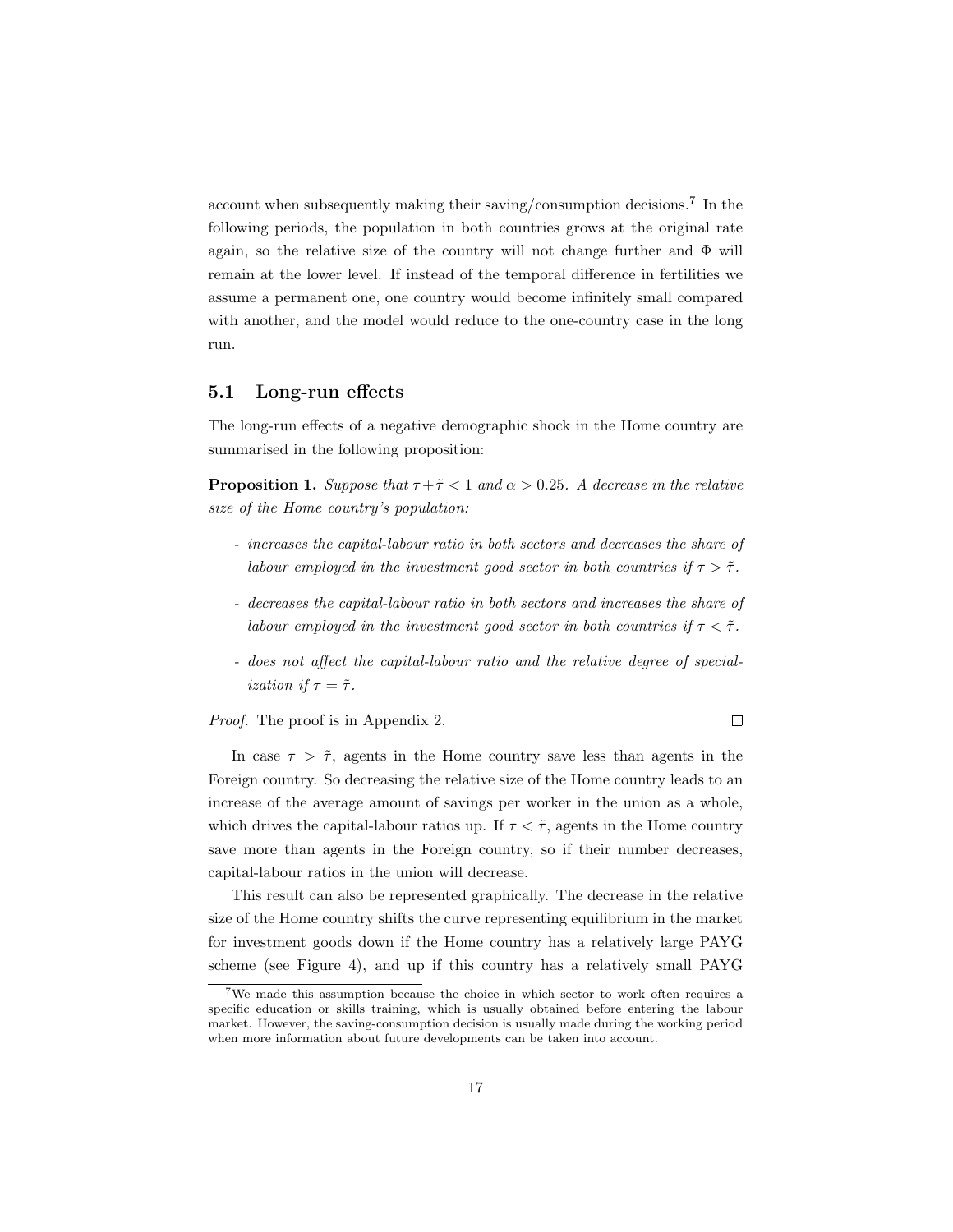account when subsequently making their saving/consumption decisions.[7] In the following periods, the population in both countries grows at the original rate again, so the relative size of the country will not change further and $\Phi$ will remain at the lower level. If instead of the temporal difference in fertilities we assume a permanent one, one country would become infinitely small compared with another, and the model would reduce to the one-country case in the long run.

## 5.1 Long-run effects

The long-run effects of a negative demographic shock in the Home country are summarised in the following proposition:

**Proposition 1.** *Suppose that $\tau + \tilde{\tau} < 1$ and $\alpha > 0.25$. A decrease in the relative size of the Home country's population:*

- *increases the capital-labour ratio in both sectors and decreases the share of labour employed in the investment good sector in both countries if $\tau > \tilde{\tau}$.*
- *decreases the capital-labour ratio in both sectors and increases the share of labour employed in the investment good sector in both countries if $\tau < \tilde{\tau}$.*
- *does not affect the capital-labour ratio and the relative degree of specialization if $\tau = \tilde{\tau}$.*

*Proof.* The proof is in Appendix 2. □

In case $\tau > \tilde{\tau}$, agents in the Home country save less than agents in the Foreign country. So decreasing the relative size of the Home country leads to an increase of the average amount of savings per worker in the union as a whole, which drives the capital-labour ratios up. If $\tau < \tilde{\tau}$, agents in the Home country save more than agents in the Foreign country, so if their number decreases, capital-labour ratios in the union will decrease.

This result can also be represented graphically. The decrease in the relative size of the Home country shifts the curve representing equilibrium in the market for investment goods down if the Home country has a relatively large PAYG scheme (see Figure 4), and up if this country has a relatively small PAYG

[7] We made this assumption because the choice in which sector to work often requires a specific education or skills training, which is usually obtained before entering the labour market. However, the saving-consumption decision is usually made during the working period when more information about future developments can be taken into account.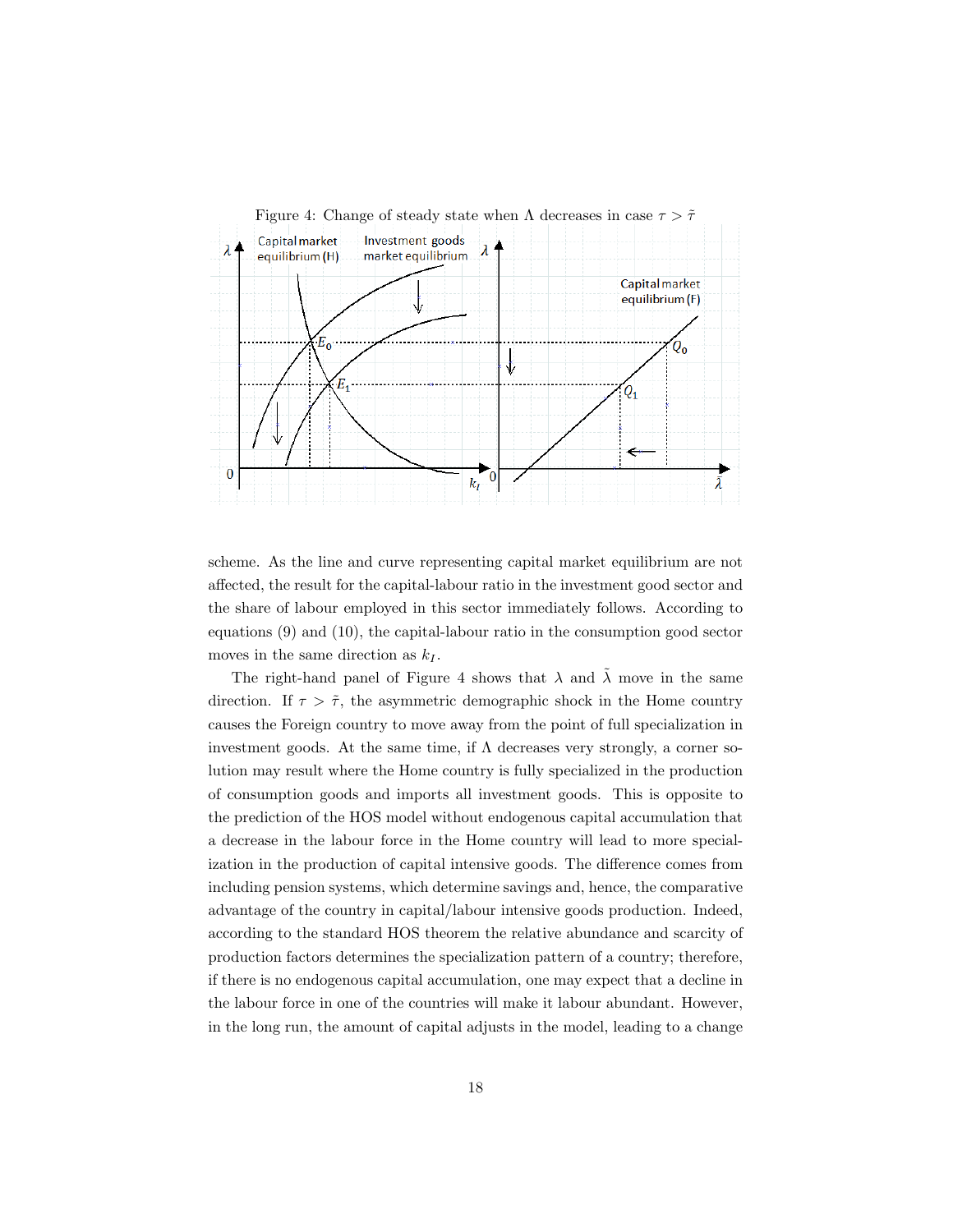Figure 4: Change of steady state when $\Lambda$ decreases in case $\tau > \tilde{\tau}$

scheme. As the line and curve representing capital market equilibrium are not affected, the result for the capital-labour ratio in the investment good sector and the share of labour employed in this sector immediately follows. According to equations (9) and (10), the capital-labour ratio in the consumption good sector moves in the same direction as $k_I$.

The right-hand panel of Figure 4 shows that $\lambda$ and $\tilde{\lambda}$ move in the same direction. If $\tau > \tilde{\tau}$, the asymmetric demographic shock in the Home country causes the Foreign country to move away from the point of full specialization in investment goods. At the same time, if $\Lambda$ decreases very strongly, a corner solution may result where the Home country is fully specialized in the production of consumption goods and imports all investment goods. This is opposite to the prediction of the HOS model without endogenous capital accumulation that a decrease in the labour force in the Home country will lead to more specialization in the production of capital intensive goods. The difference comes from including pension systems, which determine savings and, hence, the comparative advantage of the country in capital/labour intensive goods production. Indeed, according to the standard HOS theorem the relative abundance and scarcity of production factors determines the specialization pattern of a country; therefore, if there is no endogenous capital accumulation, one may expect that a decline in the labour force in one of the countries will make it labour abundant. However, in the long run, the amount of capital adjusts in the model, leading to a change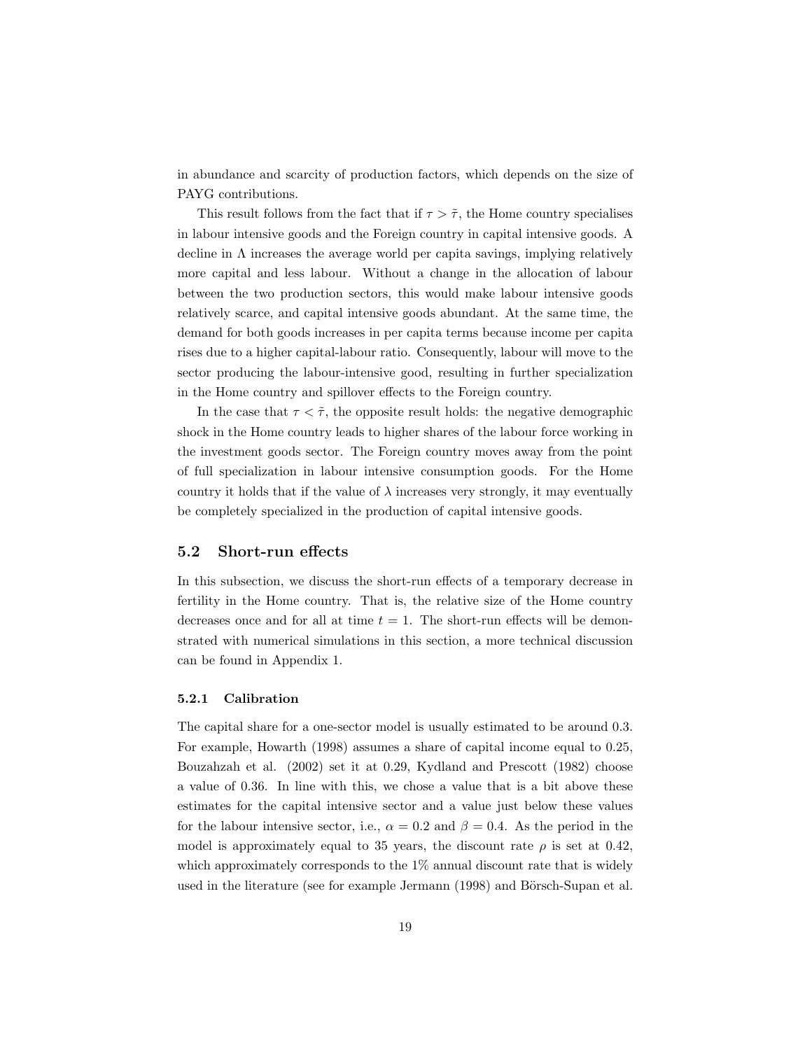in abundance and scarcity of production factors, which depends on the size of PAYG contributions.

This result follows from the fact that if $\tau > \tilde{\tau}$, the Home country specialises in labour intensive goods and the Foreign country in capital intensive goods. A decline in $\Lambda$ increases the average world per capita savings, implying relatively more capital and less labour. Without a change in the allocation of labour between the two production sectors, this would make labour intensive goods relatively scarce, and capital intensive goods abundant. At the same time, the demand for both goods increases in per capita terms because income per capita rises due to a higher capital-labour ratio. Consequently, labour will move to the sector producing the labour-intensive good, resulting in further specialization in the Home country and spillover effects to the Foreign country.

In the case that $\tau < \tilde{\tau}$, the opposite result holds: the negative demographic shock in the Home country leads to higher shares of the labour force working in the investment goods sector. The Foreign country moves away from the point of full specialization in labour intensive consumption goods. For the Home country it holds that if the value of $\lambda$ increases very strongly, it may eventually be completely specialized in the production of capital intensive goods.

## 5.2 Short-run effects

In this subsection, we discuss the short-run effects of a temporary decrease in fertility in the Home country. That is, the relative size of the Home country decreases once and for all at time $t = 1$. The short-run effects will be demonstrated with numerical simulations in this section, a more technical discussion can be found in Appendix 1.

### 5.2.1 Calibration

The capital share for a one-sector model is usually estimated to be around 0.3. For example, Howarth (1998) assumes a share of capital income equal to 0.25, Bouzahzah et al. (2002) set it at 0.29, Kydland and Prescott (1982) choose a value of 0.36. In line with this, we chose a value that is a bit above these estimates for the capital intensive sector and a value just below these values for the labour intensive sector, i.e., $\alpha = 0.2$ and $\beta = 0.4$. As the period in the model is approximately equal to 35 years, the discount rate $\rho$ is set at 0.42, which approximately corresponds to the 1% annual discount rate that is widely used in the literature (see for example Jermann (1998) and Börsch-Supan et al.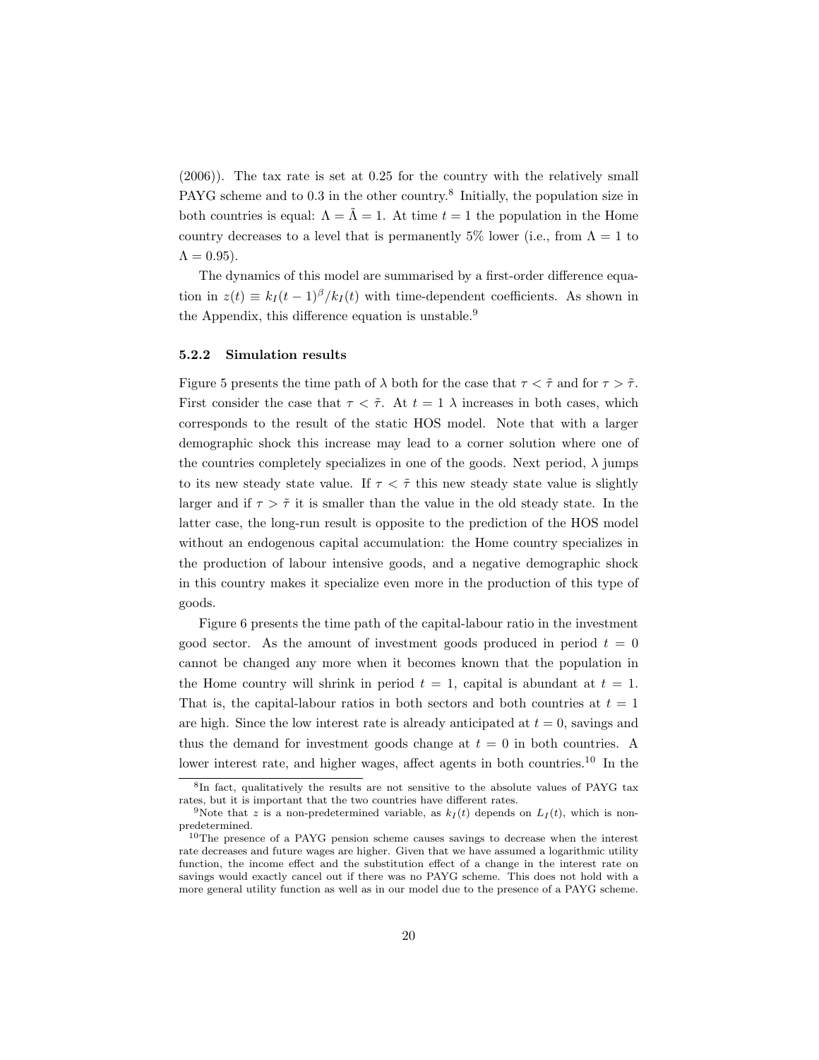(2006)). The tax rate is set at 0.25 for the country with the relatively small PAYG scheme and to 0.3 in the other country.[8] Initially, the population size in both countries is equal: $\Lambda = \tilde{\Lambda} = 1$. At time $t = 1$ the population in the Home country decreases to a level that is permanently 5% lower (i.e., from $\Lambda = 1$ to $\Lambda = 0.95$).

The dynamics of this model are summarised by a first-order difference equation in $z(t) \equiv k_I(t-1)^\beta / k_I(t)$ with time-dependent coefficients. As shown in the Appendix, this difference equation is unstable.[9]

#### 5.2.2 Simulation results

Figure 5 presents the time path of $\lambda$ both for the case that $\tau < \tilde{\tau}$ and for $\tau > \tilde{\tau}$. First consider the case that $\tau < \tilde{\tau}$. At $t = 1$ $\lambda$ increases in both cases, which corresponds to the result of the static HOS model. Note that with a larger demographic shock this increase may lead to a corner solution where one of the countries completely specializes in one of the goods. Next period, $\lambda$ jumps to its new steady state value. If $\tau < \tilde{\tau}$ this new steady state value is slightly larger and if $\tau > \tilde{\tau}$ it is smaller than the value in the old steady state. In the latter case, the long-run result is opposite to the prediction of the HOS model without an endogenous capital accumulation: the Home country specializes in the production of labour intensive goods, and a negative demographic shock in this country makes it specialize even more in the production of this type of goods.

Figure 6 presents the time path of the capital-labour ratio in the investment good sector. As the amount of investment goods produced in period $t = 0$ cannot be changed any more when it becomes known that the population in the Home country will shrink in period $t = 1$, capital is abundant at $t = 1$. That is, the capital-labour ratios in both sectors and both countries at $t = 1$ are high. Since the low interest rate is already anticipated at $t = 0$, savings and thus the demand for investment goods change at $t = 0$ in both countries. A lower interest rate, and higher wages, affect agents in both countries.[10] In the

---

[8] In fact, qualitatively the results are not sensitive to the absolute values of PAYG tax rates, but it is important that the two countries have different rates.

[9] Note that $z$ is a non-predetermined variable, as $k_I(t)$ depends on $L_I(t)$, which is non-predetermined.

[10] The presence of a PAYG pension scheme causes savings to decrease when the interest rate decreases and future wages are higher. Given that we have assumed a logarithmic utility function, the income effect and the substitution effect of a change in the interest rate on savings would exactly cancel out if there was no PAYG scheme. This does not hold with a more general utility function as well as in our model due to the presence of a PAYG scheme.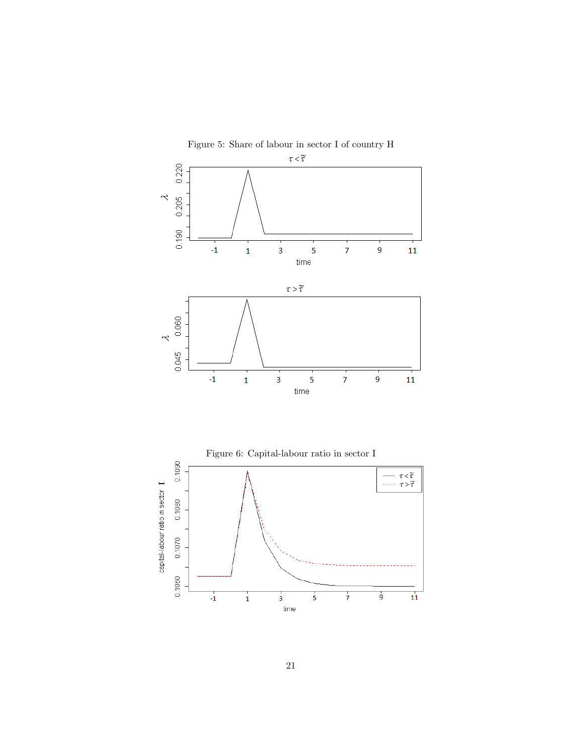Figure 5: Share of labour in sector I of country H

Figure 6: Capital-labour ratio in sector I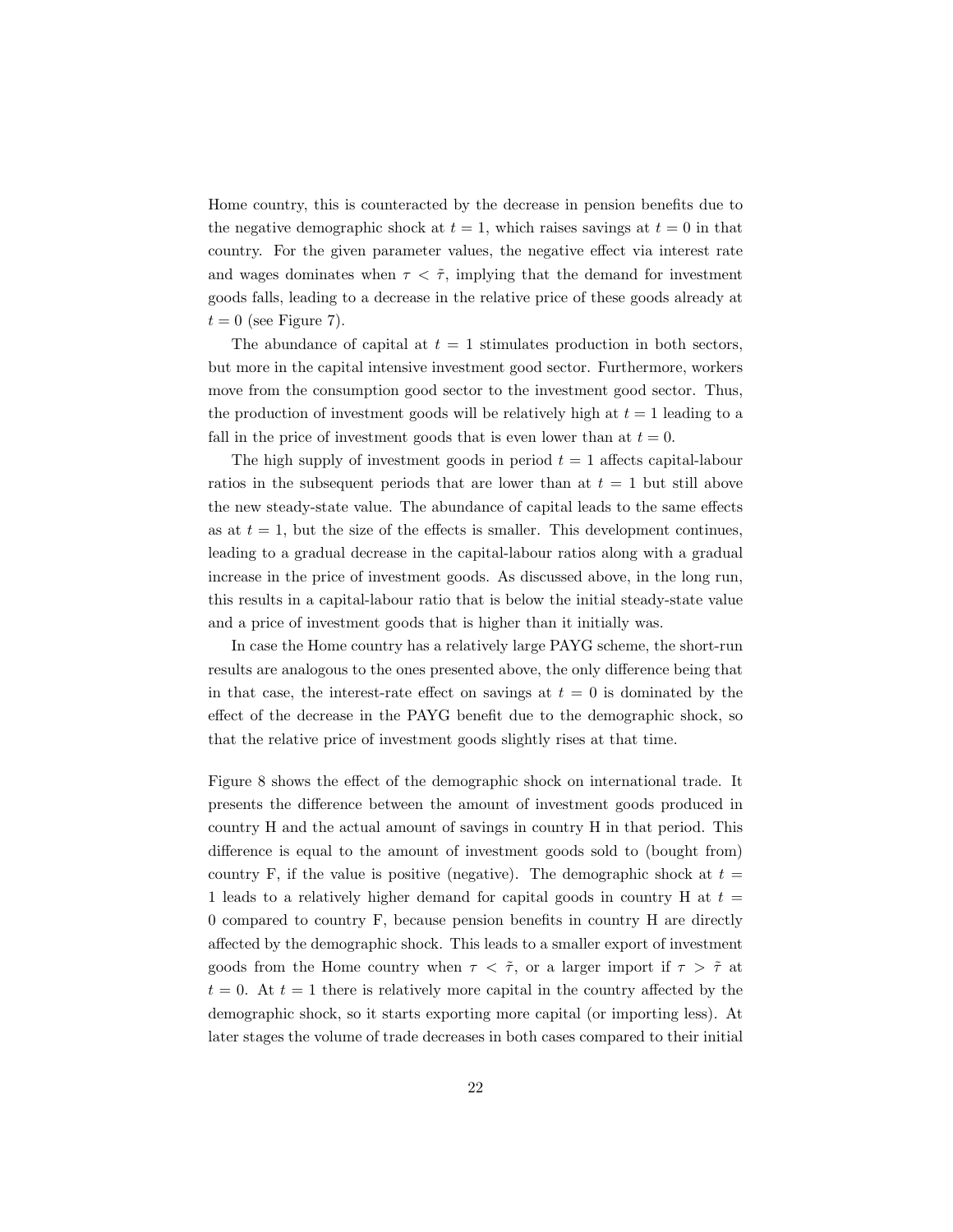Home country, this is counteracted by the decrease in pension benefits due to the negative demographic shock at $t = 1$, which raises savings at $t = 0$ in that country. For the given parameter values, the negative effect via interest rate and wages dominates when $\tau < \tilde{\tau}$, implying that the demand for investment goods falls, leading to a decrease in the relative price of these goods already at $t = 0$ (see Figure 7).

The abundance of capital at $t = 1$ stimulates production in both sectors, but more in the capital intensive investment good sector. Furthermore, workers move from the consumption good sector to the investment good sector. Thus, the production of investment goods will be relatively high at $t = 1$ leading to a fall in the price of investment goods that is even lower than at $t = 0$.

The high supply of investment goods in period $t = 1$ affects capital-labour ratios in the subsequent periods that are lower than at $t = 1$ but still above the new steady-state value. The abundance of capital leads to the same effects as at $t = 1$, but the size of the effects is smaller. This development continues, leading to a gradual decrease in the capital-labour ratios along with a gradual increase in the price of investment goods. As discussed above, in the long run, this results in a capital-labour ratio that is below the initial steady-state value and a price of investment goods that is higher than it initially was.

In case the Home country has a relatively large PAYG scheme, the short-run results are analogous to the ones presented above, the only difference being that in that case, the interest-rate effect on savings at $t = 0$ is dominated by the effect of the decrease in the PAYG benefit due to the demographic shock, so that the relative price of investment goods slightly rises at that time.

Figure 8 shows the effect of the demographic shock on international trade. It presents the difference between the amount of investment goods produced in country H and the actual amount of savings in country H in that period. This difference is equal to the amount of investment goods sold to (bought from) country F, if the value is positive (negative). The demographic shock at $t = 1$ leads to a relatively higher demand for capital goods in country H at $t = 0$ compared to country F, because pension benefits in country H are directly affected by the demographic shock. This leads to a smaller export of investment goods from the Home country when $\tau < \tilde{\tau}$, or a larger import if $\tau > \tilde{\tau}$ at $t = 0$. At $t = 1$ there is relatively more capital in the country affected by the demographic shock, so it starts exporting more capital (or importing less). At later stages the volume of trade decreases in both cases compared to their initial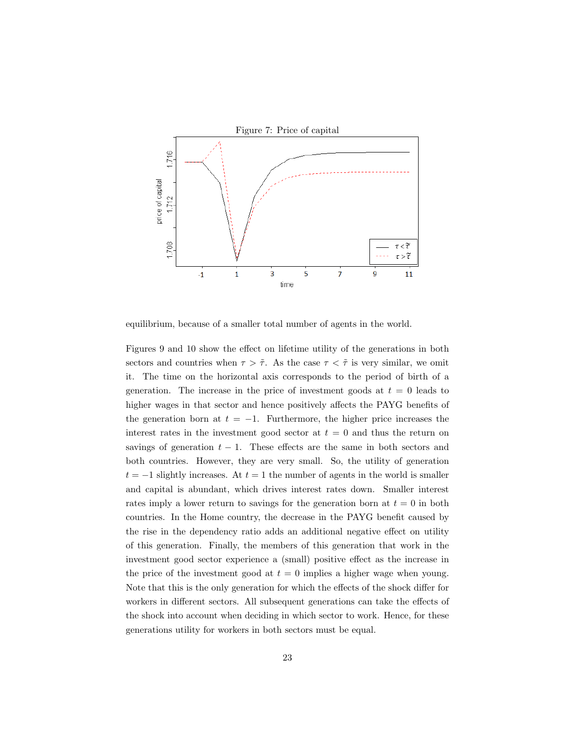Figure 7: Price of capital

equilibrium, because of a smaller total number of agents in the world.

Figures 9 and 10 show the effect on lifetime utility of the generations in both sectors and countries when $\tau > \tilde{\tau}$. As the case $\tau < \tilde{\tau}$ is very similar, we omit it. The time on the horizontal axis corresponds to the period of birth of a generation. The increase in the price of investment goods at $t = 0$ leads to higher wages in that sector and hence positively affects the PAYG benefits of the generation born at $t = -1$. Furthermore, the higher price increases the interest rates in the investment good sector at $t = 0$ and thus the return on savings of generation $t - 1$. These effects are the same in both sectors and both countries. However, they are very small. So, the utility of generation $t = -1$ slightly increases. At $t = 1$ the number of agents in the world is smaller and capital is abundant, which drives interest rates down. Smaller interest rates imply a lower return to savings for the generation born at $t = 0$ in both countries. In the Home country, the decrease in the PAYG benefit caused by the rise in the dependency ratio adds an additional negative effect on utility of this generation. Finally, the members of this generation that work in the investment good sector experience a (small) positive effect as the increase in the price of the investment good at $t = 0$ implies a higher wage when young. Note that this is the only generation for which the effects of the shock differ for workers in different sectors. All subsequent generations can take the effects of the shock into account when deciding in which sector to work. Hence, for these generations utility for workers in both sectors must be equal.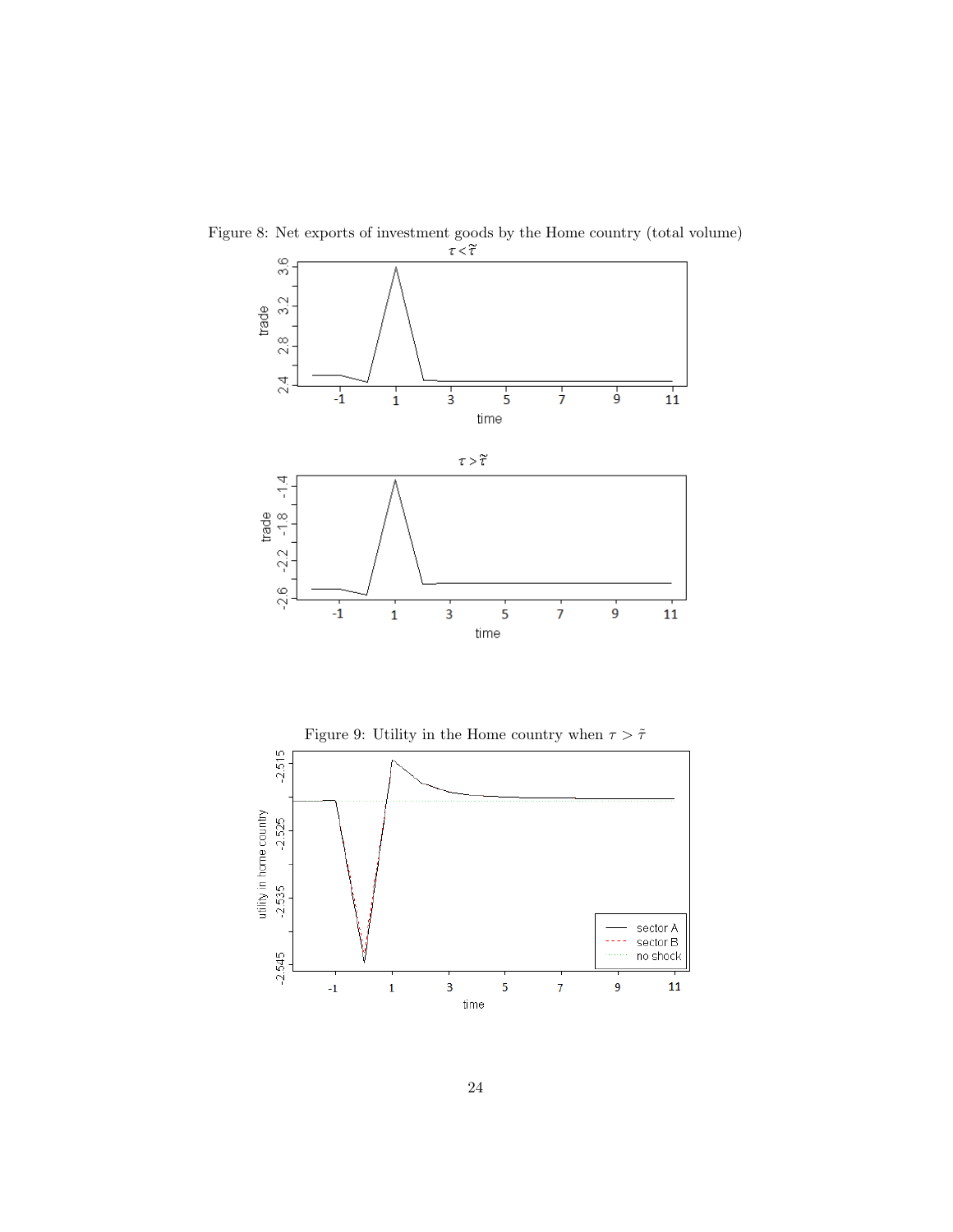Figure 8: Net exports of investment goods by the Home country (total volume)

Figure 9: Utility in the Home country when $\tau > \tilde{\tau}$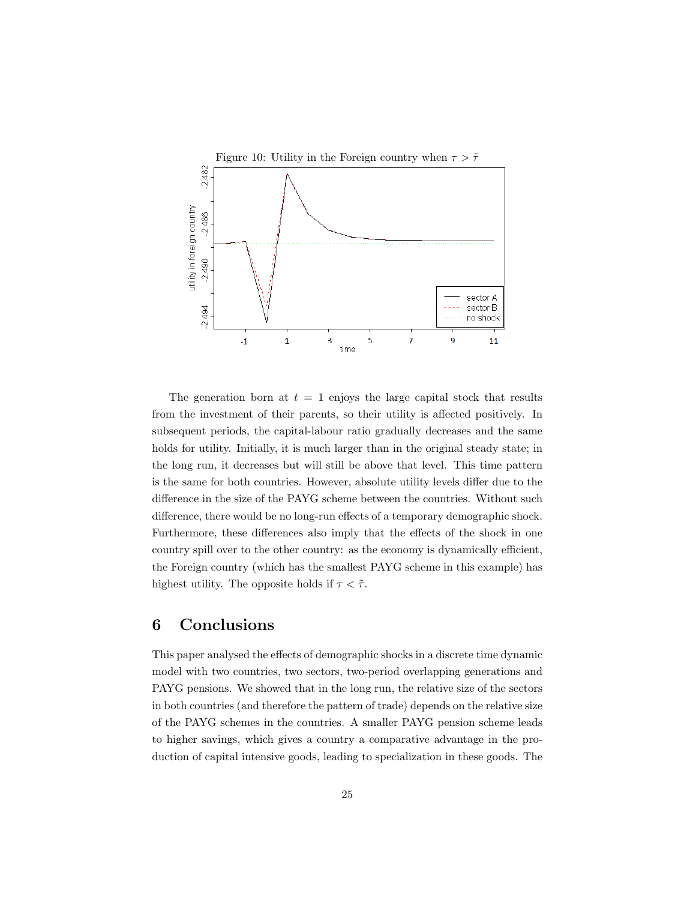Figure 10: Utility in the Foreign country when $\tau > \tilde{\tau}$

The generation born at $t = 1$ enjoys the large capital stock that results from the investment of their parents, so their utility is affected positively. In subsequent periods, the capital-labour ratio gradually decreases and the same holds for utility. Initially, it is much larger than in the original steady state; in the long run, it decreases but will still be above that level. This time pattern is the same for both countries. However, absolute utility levels differ due to the difference in the size of the PAYG scheme between the countries. Without such difference, there would be no long-run effects of a temporary demographic shock. Furthermore, these differences also imply that the effects of the shock in one country spill over to the other country: as the economy is dynamically efficient, the Foreign country (which has the smallest PAYG scheme in this example) has highest utility. The opposite holds if $\tau < \tilde{\tau}$.

# 6 Conclusions

This paper analysed the effects of demographic shocks in a discrete time dynamic model with two countries, two sectors, two-period overlapping generations and PAYG pensions. We showed that in the long run, the relative size of the sectors in both countries (and therefore the pattern of trade) depends on the relative size of the PAYG schemes in the countries. A smaller PAYG pension scheme leads to higher savings, which gives a country a comparative advantage in the production of capital intensive goods, leading to specialization in these goods. The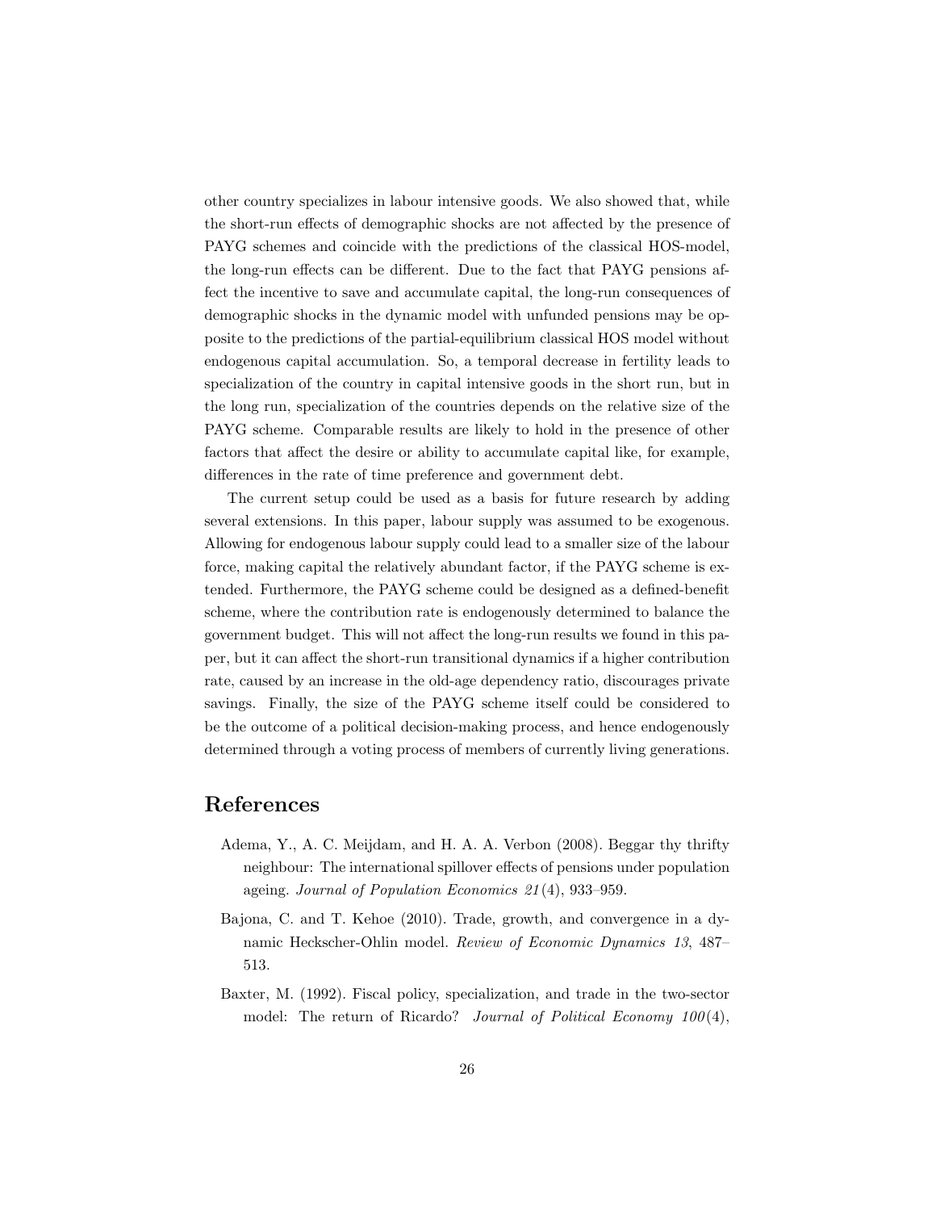other country specializes in labour intensive goods. We also showed that, while the short-run effects of demographic shocks are not affected by the presence of PAYG schemes and coincide with the predictions of the classical HOS-model, the long-run effects can be different. Due to the fact that PAYG pensions affect the incentive to save and accumulate capital, the long-run consequences of demographic shocks in the dynamic model with unfunded pensions may be opposite to the predictions of the partial-equilibrium classical HOS model without endogenous capital accumulation. So, a temporal decrease in fertility leads to specialization of the country in capital intensive goods in the short run, but in the long run, specialization of the countries depends on the relative size of the PAYG scheme. Comparable results are likely to hold in the presence of other factors that affect the desire or ability to accumulate capital like, for example, differences in the rate of time preference and government debt.

The current setup could be used as a basis for future research by adding several extensions. In this paper, labour supply was assumed to be exogenous. Allowing for endogenous labour supply could lead to a smaller size of the labour force, making capital the relatively abundant factor, if the PAYG scheme is extended. Furthermore, the PAYG scheme could be designed as a defined-benefit scheme, where the contribution rate is endogenously determined to balance the government budget. This will not affect the long-run results we found in this paper, but it can affect the short-run transitional dynamics if a higher contribution rate, caused by an increase in the old-age dependency ratio, discourages private savings. Finally, the size of the PAYG scheme itself could be considered to be the outcome of a political decision-making process, and hence endogenously determined through a voting process of members of currently living generations.

# References

Adema, Y., A. C. Meijdam, and H. A. A. Verbon (2008). Beggar thy thrifty neighbour: The international spillover effects of pensions under population ageing. *Journal of Population Economics 21*(4), 933–959.

Bajona, C. and T. Kehoe (2010). Trade, growth, and convergence in a dynamic Heckscher-Ohlin model. *Review of Economic Dynamics 13*, 487–513.

Baxter, M. (1992). Fiscal policy, specialization, and trade in the two-sector model: The return of Ricardo? *Journal of Political Economy 100*(4),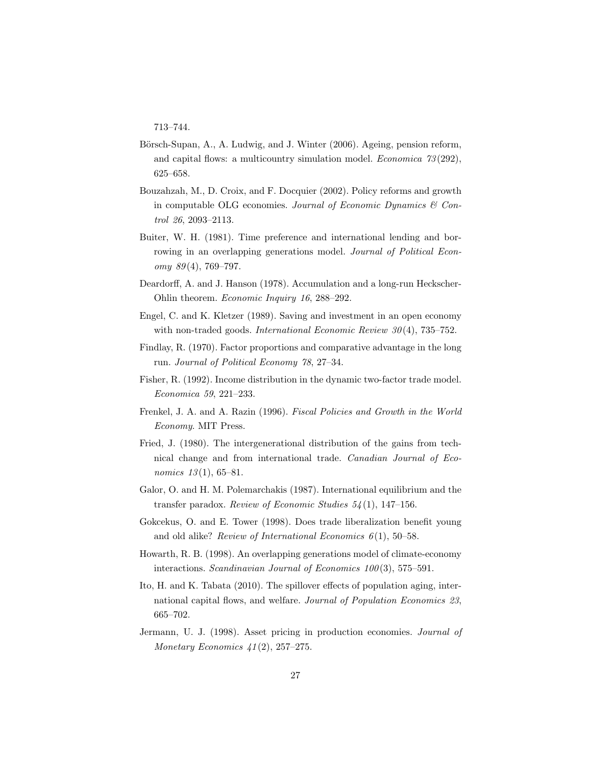713–744.

Börsch-Supan, A., A. Ludwig, and J. Winter (2006). Ageing, pension reform, and capital flows: a multicountry simulation model. *Economica 73*(292), 625–658.

Bouzahzah, M., D. Croix, and F. Docquier (2002). Policy reforms and growth in computable OLG economies. *Journal of Economic Dynamics & Control 26*, 2093–2113.

Buiter, W. H. (1981). Time preference and international lending and borrowing in an overlapping generations model. *Journal of Political Economy 89*(4), 769–797.

Deardorff, A. and J. Hanson (1978). Accumulation and a long-run Heckscher-Ohlin theorem. *Economic Inquiry 16*, 288–292.

Engel, C. and K. Kletzer (1989). Saving and investment in an open economy with non-traded goods. *International Economic Review 30*(4), 735–752.

Findlay, R. (1970). Factor proportions and comparative advantage in the long run. *Journal of Political Economy 78*, 27–34.

Fisher, R. (1992). Income distribution in the dynamic two-factor trade model. *Economica 59*, 221–233.

Frenkel, J. A. and A. Razin (1996). *Fiscal Policies and Growth in the World Economy*. MIT Press.

Fried, J. (1980). The intergenerational distribution of the gains from technical change and from international trade. *Canadian Journal of Economics 13*(1), 65–81.

Galor, O. and H. M. Polemarchakis (1987). International equilibrium and the transfer paradox. *Review of Economic Studies 54*(1), 147–156.

Gokcekus, O. and E. Tower (1998). Does trade liberalization benefit young and old alike? *Review of International Economics 6*(1), 50–58.

Howarth, R. B. (1998). An overlapping generations model of climate-economy interactions. *Scandinavian Journal of Economics 100*(3), 575–591.

Ito, H. and K. Tabata (2010). The spillover effects of population aging, international capital flows, and welfare. *Journal of Population Economics 23*, 665–702.

Jermann, U. J. (1998). Asset pricing in production economies. *Journal of Monetary Economics 41*(2), 257–275.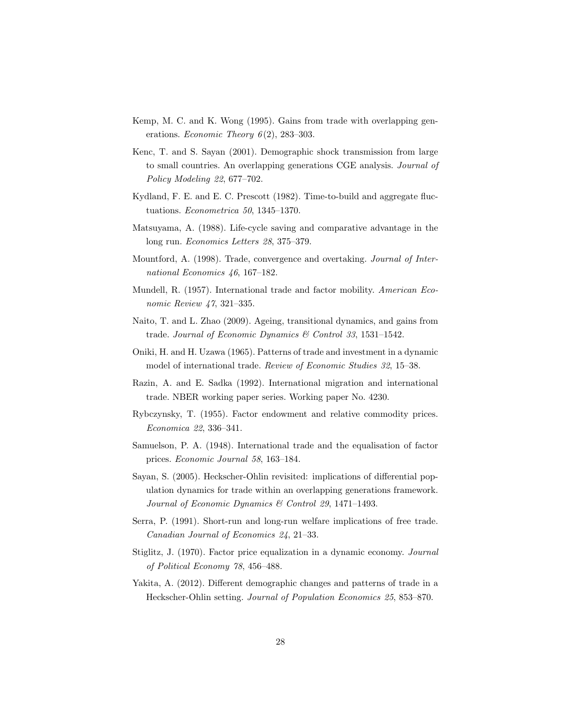Kemp, M. C. and K. Wong (1995). Gains from trade with overlapping generations. *Economic Theory 6*(2), 283–303.

Kenc, T. and S. Sayan (2001). Demographic shock transmission from large to small countries. An overlapping generations CGE analysis. *Journal of Policy Modeling 22*, 677–702.

Kydland, F. E. and E. C. Prescott (1982). Time-to-build and aggregate fluctuations. *Econometrica 50*, 1345–1370.

Matsuyama, A. (1988). Life-cycle saving and comparative advantage in the long run. *Economics Letters 28*, 375–379.

Mountford, A. (1998). Trade, convergence and overtaking. *Journal of International Economics 46*, 167–182.

Mundell, R. (1957). International trade and factor mobility. *American Economic Review 47*, 321–335.

Naito, T. and L. Zhao (2009). Ageing, transitional dynamics, and gains from trade. *Journal of Economic Dynamics & Control 33*, 1531–1542.

Oniki, H. and H. Uzawa (1965). Patterns of trade and investment in a dynamic model of international trade. *Review of Economic Studies 32*, 15–38.

Razin, A. and E. Sadka (1992). International migration and international trade. NBER working paper series. Working paper No. 4230.

Rybczynsky, T. (1955). Factor endowment and relative commodity prices. *Economica 22*, 336–341.

Samuelson, P. A. (1948). International trade and the equalisation of factor prices. *Economic Journal 58*, 163–184.

Sayan, S. (2005). Heckscher-Ohlin revisited: implications of differential population dynamics for trade within an overlapping generations framework. *Journal of Economic Dynamics & Control 29*, 1471–1493.

Serra, P. (1991). Short-run and long-run welfare implications of free trade. *Canadian Journal of Economics 24*, 21–33.

Stiglitz, J. (1970). Factor price equalization in a dynamic economy. *Journal of Political Economy 78*, 456–488.

Yakita, A. (2012). Different demographic changes and patterns of trade in a Heckscher-Ohlin setting. *Journal of Population Economics 25*, 853–870.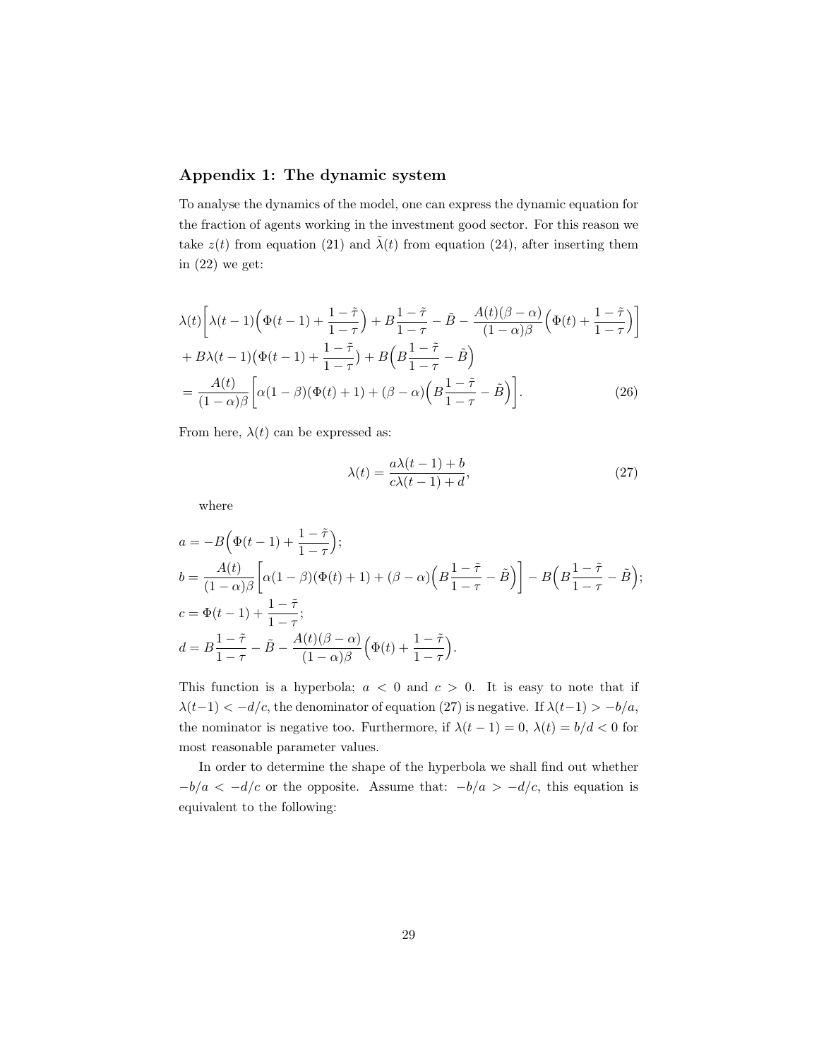## Appendix 1: The dynamic system

To analyse the dynamics of the model, one can express the dynamic equation for the fraction of agents working in the investment good sector. For this reason we take $z(t)$ from equation (21) and $\tilde{\lambda}(t)$ from equation (24), after inserting them in (22) we get:

$$
\begin{aligned}
&\lambda(t)\Big[\lambda(t-1)\Big(\Phi(t-1)+\frac{1-\tilde{\tau}}{1-\tau}\Big)+B\frac{1-\tilde{\tau}}{1-\tau}-\tilde{B}-\frac{A(t)(\beta-\alpha)}{(1-\alpha)\beta}\Big(\Phi(t)+\frac{1-\tilde{\tau}}{1-\tau}\Big)\Big] \\
&+B\lambda(t-1)\Big(\Phi(t-1)+\frac{1-\tilde{\tau}}{1-\tau}\Big)+B\Big(B\frac{1-\tilde{\tau}}{1-\tau}-\tilde{B}\Big) \\
&=\frac{A(t)}{(1-\alpha)\beta}\Big[\alpha(1-\beta)(\Phi(t)+1)+(\beta-\alpha)\Big(B\frac{1-\tilde{\tau}}{1-\tau}-\tilde{B}\Big)\Big]. \qquad (26)
\end{aligned}
$$

From here, $\lambda(t)$ can be expressed as:

$$
\lambda(t)=\frac{a\lambda(t-1)+b}{c\lambda(t-1)+d}, \qquad (27)
$$

where

$$
\begin{aligned}
a&=-B\Big(\Phi(t-1)+\frac{1-\tilde{\tau}}{1-\tau}\Big);\\
b&=\frac{A(t)}{(1-\alpha)\beta}\Big[\alpha(1-\beta)(\Phi(t)+1)+(\beta-\alpha)\Big(B\frac{1-\tilde{\tau}}{1-\tau}-\tilde{B}\Big)\Big]-B\Big(B\frac{1-\tilde{\tau}}{1-\tau}-\tilde{B}\Big);\\
c&=\Phi(t-1)+\frac{1-\tilde{\tau}}{1-\tau};\\
d&=B\frac{1-\tilde{\tau}}{1-\tau}-\tilde{B}-\frac{A(t)(\beta-\alpha)}{(1-\alpha)\beta}\Big(\Phi(t)+\frac{1-\tilde{\tau}}{1-\tau}\Big).
\end{aligned}
$$

This function is a hyperbola; $a<0$ and $c>0$. It is easy to note that if $\lambda(t-1)<-d/c$, the denominator of equation (27) is negative. If $\lambda(t-1)>-b/a$, the nominator is negative too. Furthermore, if $\lambda(t-1)=0$, $\lambda(t)=b/d<0$ for most reasonable parameter values.

In order to determine the shape of the hyperbola we shall find out whether $-b/a<-d/c$ or the opposite. Assume that: $-b/a>-d/c$, this equation is equivalent to the following: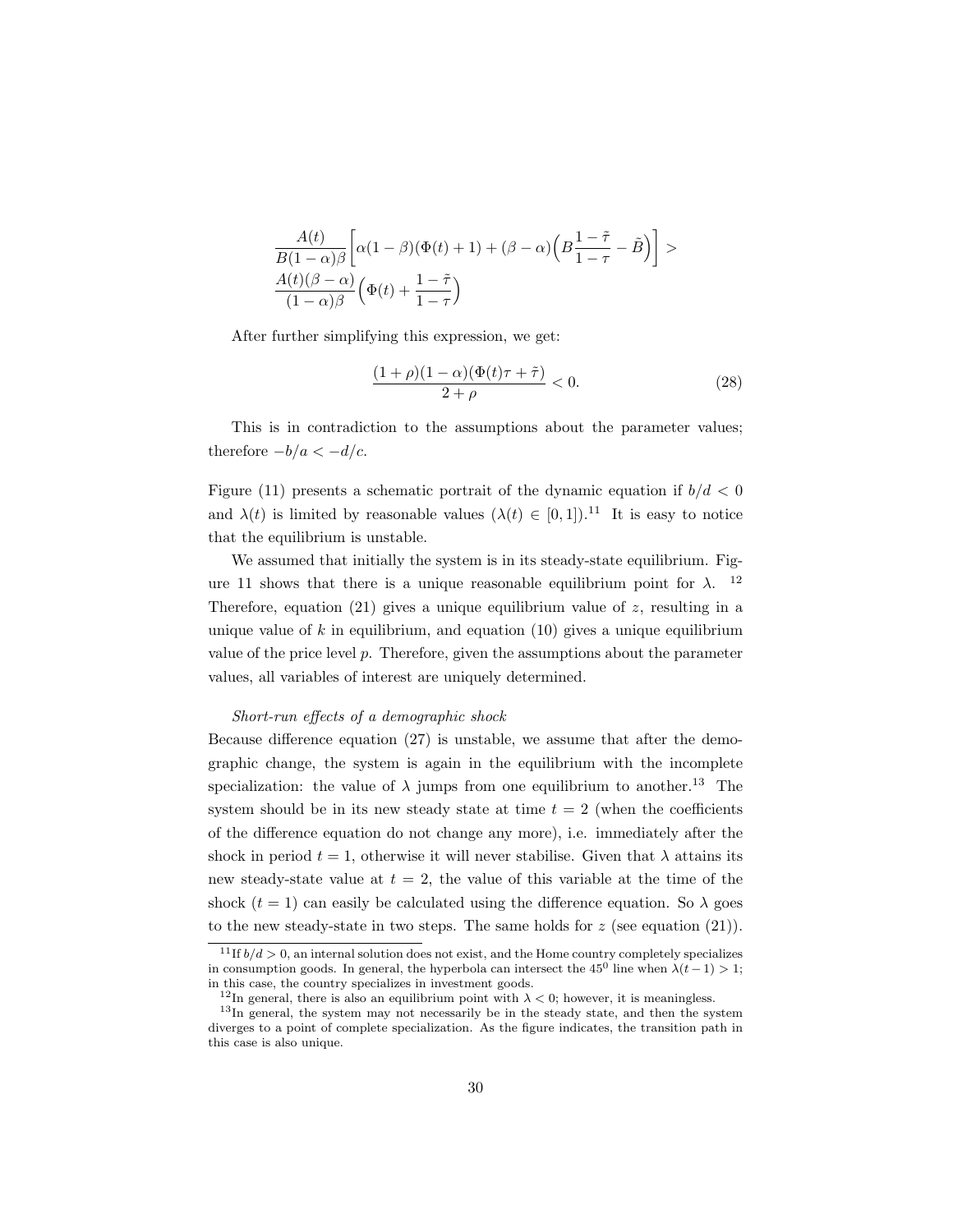$$
\frac{A(t)}{B(1-\alpha)\beta}\Big[\alpha(1-\beta)(\Phi(t)+1)+(\beta-\alpha)\Big(B\frac{1-\tilde{\tau}}{1-\tau}-\tilde{B}\Big)\Big] > \\
\frac{A(t)(\beta-\alpha)}{(1-\alpha)\beta}\Big(\Phi(t)+\frac{1-\tilde{\tau}}{1-\tau}\Big)
$$

After further simplifying this expression, we get:

$$
\frac{(1+\rho)(1-\alpha)(\Phi(t)\tau+\tilde{\tau})}{2+\rho} < 0. \tag{28}
$$

This is in contradiction to the assumptions about the parameter values; therefore $-b/a < -d/c$.

Figure (11) presents a schematic portrait of the dynamic equation if $b/d < 0$ and $\lambda(t)$ is limited by reasonable values ($\lambda(t) \in [0,1]$).[11] It is easy to notice that the equilibrium is unstable.

We assumed that initially the system is in its steady-state equilibrium. Figure 11 shows that there is a unique reasonable equilibrium point for $\lambda$.[12] Therefore, equation (21) gives a unique equilibrium value of $z$, resulting in a unique value of $k$ in equilibrium, and equation (10) gives a unique equilibrium value of the price level $p$. Therefore, given the assumptions about the parameter values, all variables of interest are uniquely determined.

*Short-run effects of a demographic shock*

Because difference equation (27) is unstable, we assume that after the demographic change, the system is again in the equilibrium with the incomplete specialization: the value of $\lambda$ jumps from one equilibrium to another.[13] The system should be in its new steady state at time $t = 2$ (when the coefficients of the difference equation do not change any more), i.e. immediately after the shock in period $t = 1$, otherwise it will never stabilise. Given that $\lambda$ attains its new steady-state value at $t = 2$, the value of this variable at the time of the shock ($t = 1$) can easily be calculated using the difference equation. So $\lambda$ goes to the new steady-state in two steps. The same holds for $z$ (see equation (21)).

[11] If $b/d > 0$, an internal solution does not exist, and the Home country completely specializes in consumption goods. In general, the hyperbola can intersect the $45^0$ line when $\lambda(t-1) > 1$; in this case, the country specializes in investment goods.

[12] In general, there is also an equilibrium point with $\lambda < 0$; however, it is meaningless.

[13] In general, the system may not necessarily be in the steady state, and then the system diverges to a point of complete specialization. As the figure indicates, the transition path in this case is also unique.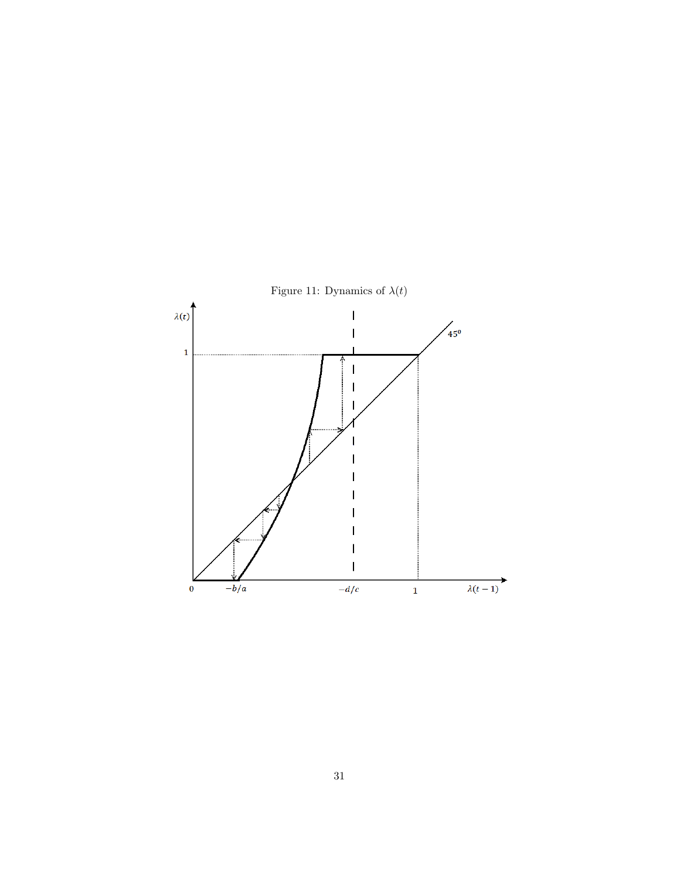Figure 11: Dynamics of $\lambda(t)$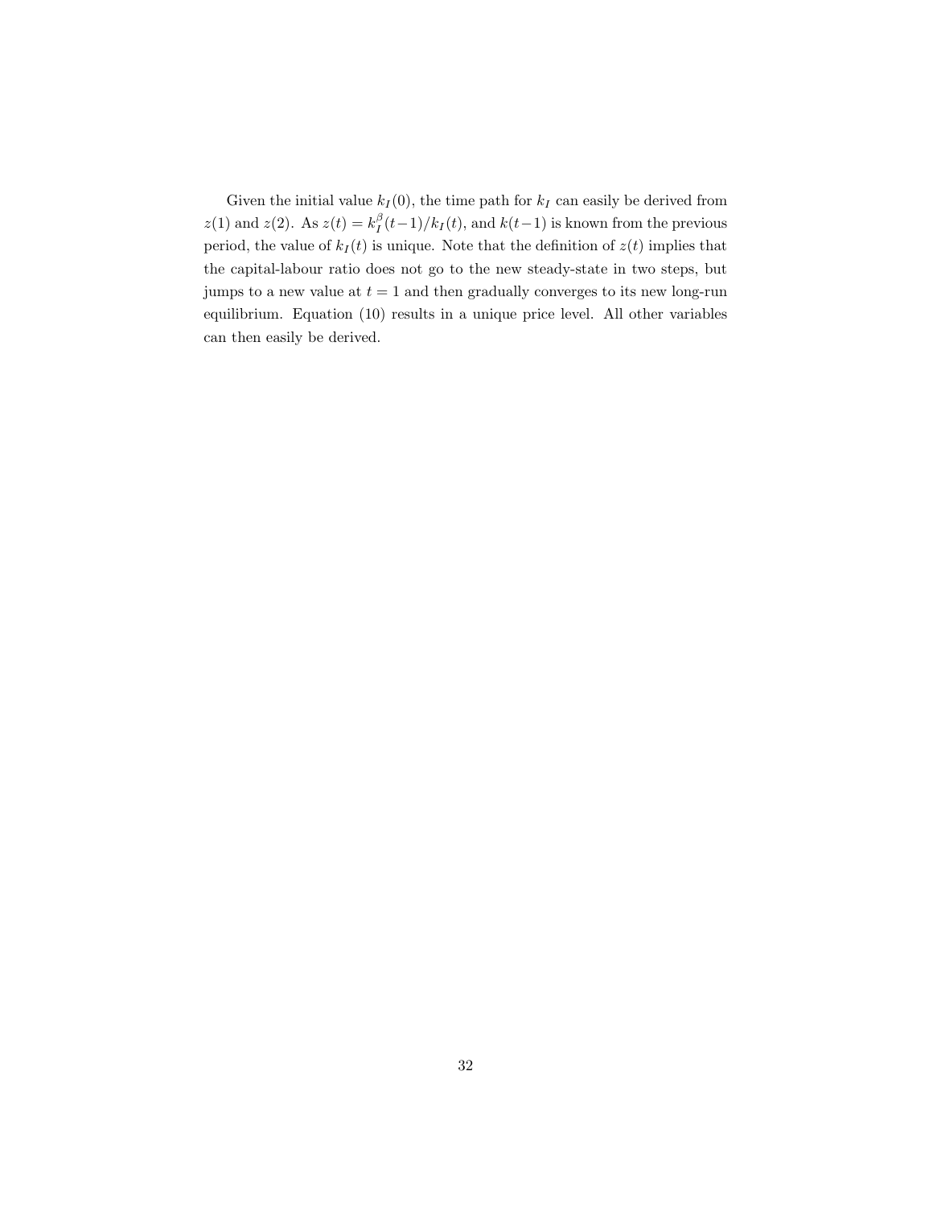Given the initial value $k_I(0)$, the time path for $k_I$ can easily be derived from $z(1)$ and $z(2)$. As $z(t) = k_I^{\beta}(t-1)/k_I(t)$, and $k(t-1)$ is known from the previous period, the value of $k_I(t)$ is unique. Note that the definition of $z(t)$ implies that the capital-labour ratio does not go to the new steady-state in two steps, but jumps to a new value at $t = 1$ and then gradually converges to its new long-run equilibrium. Equation (10) results in a unique price level. All other variables can then easily be derived.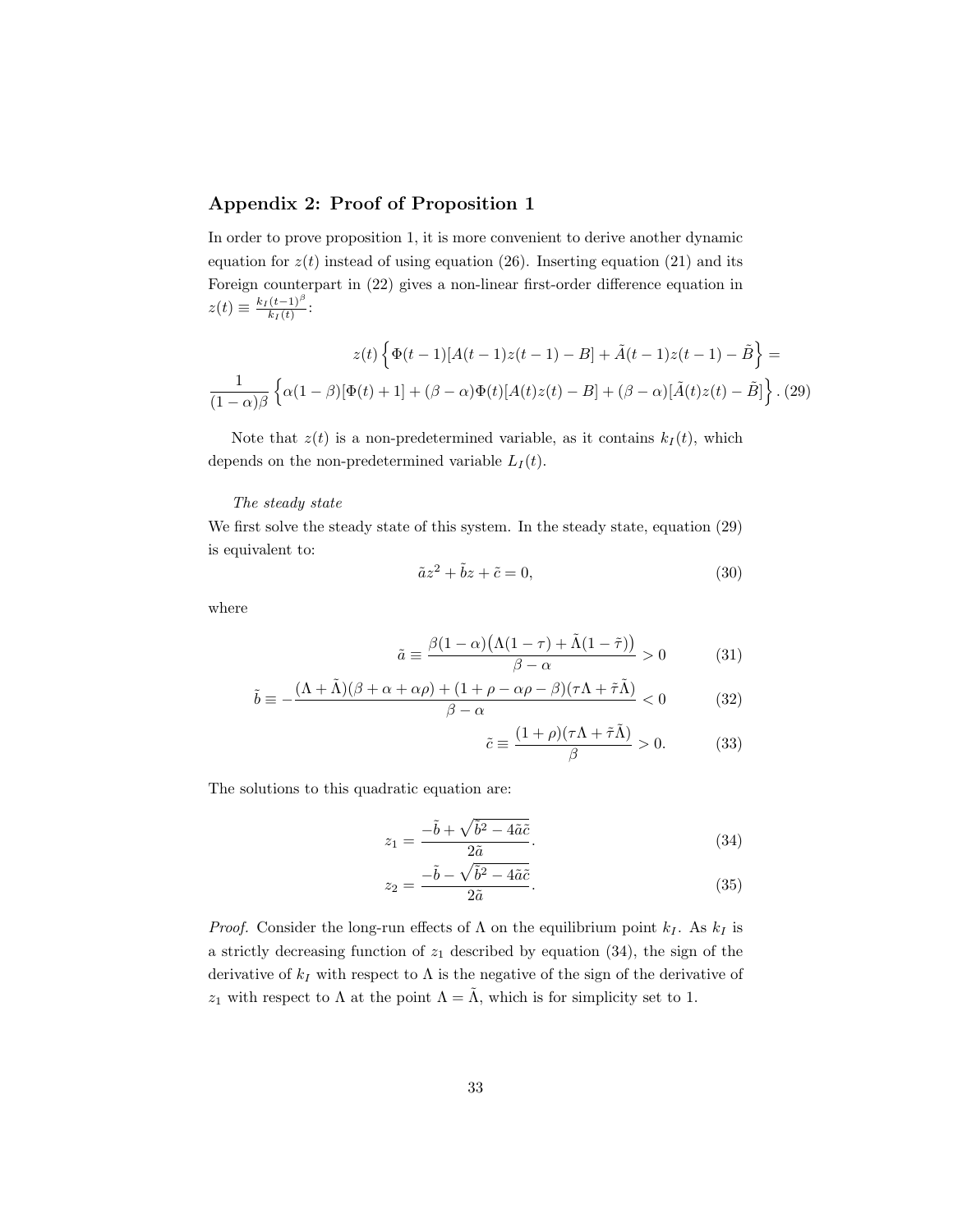## Appendix 2: Proof of Proposition 1

In order to prove proposition 1, it is more convenient to derive another dynamic equation for $z(t)$ instead of using equation (26). Inserting equation (21) and its Foreign counterpart in (22) gives a non-linear first-order difference equation in $z(t) \equiv \frac{k_I(t-1)^\beta}{k_I(t)}$:

$$z(t)\Big\{\Phi(t-1)[A(t-1)z(t-1)-B]+\tilde{A}(t-1)z(t-1)-\tilde{B}\Big\} =$$
$$\frac{1}{(1-\alpha)\beta}\Big\{\alpha(1-\beta)[\Phi(t)+1]+(\beta-\alpha)\Phi(t)[A(t)z(t)-B]+(\beta-\alpha)[\tilde{A}(t)z(t)-\tilde{B}]\Big\}. \quad (29)$$

Note that $z(t)$ is a non-predetermined variable, as it contains $k_I(t)$, which depends on the non-predetermined variable $L_I(t)$.

*The steady state*

We first solve the steady state of this system. In the steady state, equation (29) is equivalent to:

$$\tilde{a}z^2 + \tilde{b}z + \tilde{c} = 0, \quad (30)$$

where

$$\tilde{a} \equiv \frac{\beta(1-\alpha)\big(\Lambda(1-\tau)+\tilde{\Lambda}(1-\tilde{\tau})\big)}{\beta-\alpha} > 0 \quad (31)$$

$$\tilde{b} \equiv -\frac{(\Lambda+\tilde{\Lambda})(\beta+\alpha+\alpha\rho)+(1+\rho-\alpha\rho-\beta)(\tau\Lambda+\tilde{\tau}\tilde{\Lambda})}{\beta-\alpha} < 0 \quad (32)$$

$$\tilde{c} \equiv \frac{(1+\rho)(\tau\Lambda+\tilde{\tau}\tilde{\Lambda})}{\beta} > 0. \quad (33)$$

The solutions to this quadratic equation are:

$$z_1 = \frac{-\tilde{b}+\sqrt{\tilde{b}^2-4\tilde{a}\tilde{c}}}{2\tilde{a}}. \quad (34)$$

$$z_2 = \frac{-\tilde{b}-\sqrt{\tilde{b}^2-4\tilde{a}\tilde{c}}}{2\tilde{a}}. \quad (35)$$

*Proof.* Consider the long-run effects of $\Lambda$ on the equilibrium point $k_I$. As $k_I$ is a strictly decreasing function of $z_1$ described by equation (34), the sign of the derivative of $k_I$ with respect to $\Lambda$ is the negative of the sign of the derivative of $z_1$ with respect to $\Lambda$ at the point $\Lambda = \tilde{\Lambda}$, which is for simplicity set to 1.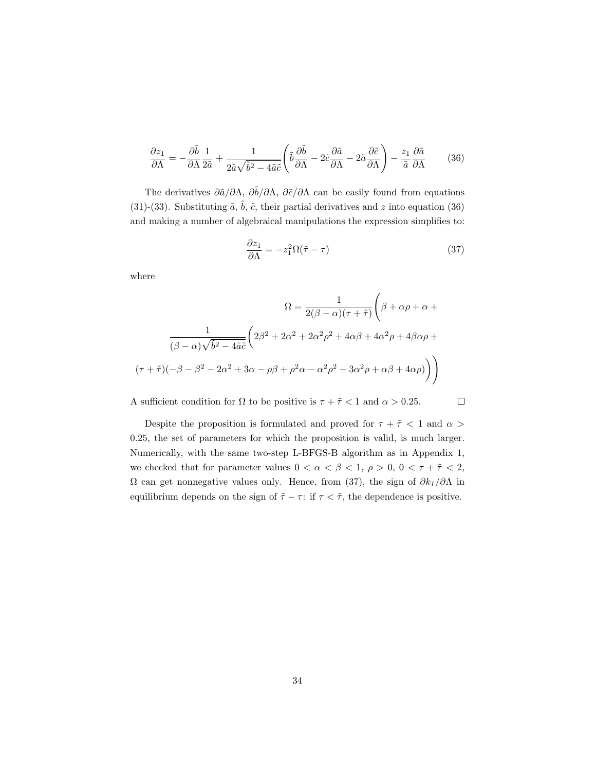$$\frac{\partial z_1}{\partial \Lambda} = -\frac{\partial \tilde{b}}{\partial \Lambda}\frac{1}{2\tilde{a}} + \frac{1}{2\tilde{a}\sqrt{\tilde{b}^2 - 4\tilde{a}\tilde{c}}}\left(\tilde{b}\frac{\partial \tilde{b}}{\partial \Lambda} - 2\tilde{c}\frac{\partial \tilde{a}}{\partial \Lambda} - 2\tilde{a}\frac{\partial \tilde{c}}{\partial \Lambda}\right) - \frac{z_1}{\tilde{a}}\frac{\partial \tilde{a}}{\partial \Lambda} \tag{36}$$

The derivatives $\partial \tilde{a}/\partial \Lambda$, $\partial \tilde{b}/\partial \Lambda$, $\partial \tilde{c}/\partial \Lambda$ can be easily found from equations (31)-(33). Substituting $\tilde{a}$, $\tilde{b}$, $\tilde{c}$, their partial derivatives and $z$ into equation (36) and making a number of algebraical manipulations the expression simplifies to:

$$\frac{\partial z_1}{\partial \Lambda} = -z_1^2 \Omega(\tilde{\tau} - \tau) \tag{37}$$

where

$$\Omega = \frac{1}{2(\beta - \alpha)(\tau + \tilde{\tau})}\Bigg(\beta + \alpha\rho + \alpha + \frac{1}{(\beta - \alpha)\sqrt{\tilde{b}^2 - 4\tilde{a}\tilde{c}}}\Big(2\beta^2 + 2\alpha^2 + 2\alpha^2\rho^2 + 4\alpha\beta + 4\alpha^2\rho + 4\beta\alpha\rho + (\tau + \tilde{\tau})(-\beta - \beta^2 - 2\alpha^2 + 3\alpha - \rho\beta + \rho^2\alpha - \alpha^2\rho^2 - 3\alpha^2\rho + \alpha\beta + 4\alpha\rho)\Big)\Bigg)$$

A sufficient condition for $\Omega$ to be positive is $\tau + \tilde{\tau} < 1$ and $\alpha > 0.25$. $\square$

Despite the proposition is formulated and proved for $\tau + \tilde{\tau} < 1$ and $\alpha > 0.25$, the set of parameters for which the proposition is valid, is much larger. Numerically, with the same two-step L-BFGS-B algorithm as in Appendix 1, we checked that for parameter values $0 < \alpha < \beta < 1$, $\rho > 0$, $0 < \tau + \tilde{\tau} < 2$, $\Omega$ can get nonnegative values only. Hence, from (37), the sign of $\partial k_I/\partial \Lambda$ in equilibrium depends on the sign of $\tilde{\tau} - \tau$: if $\tau < \tilde{\tau}$, the dependence is positive.